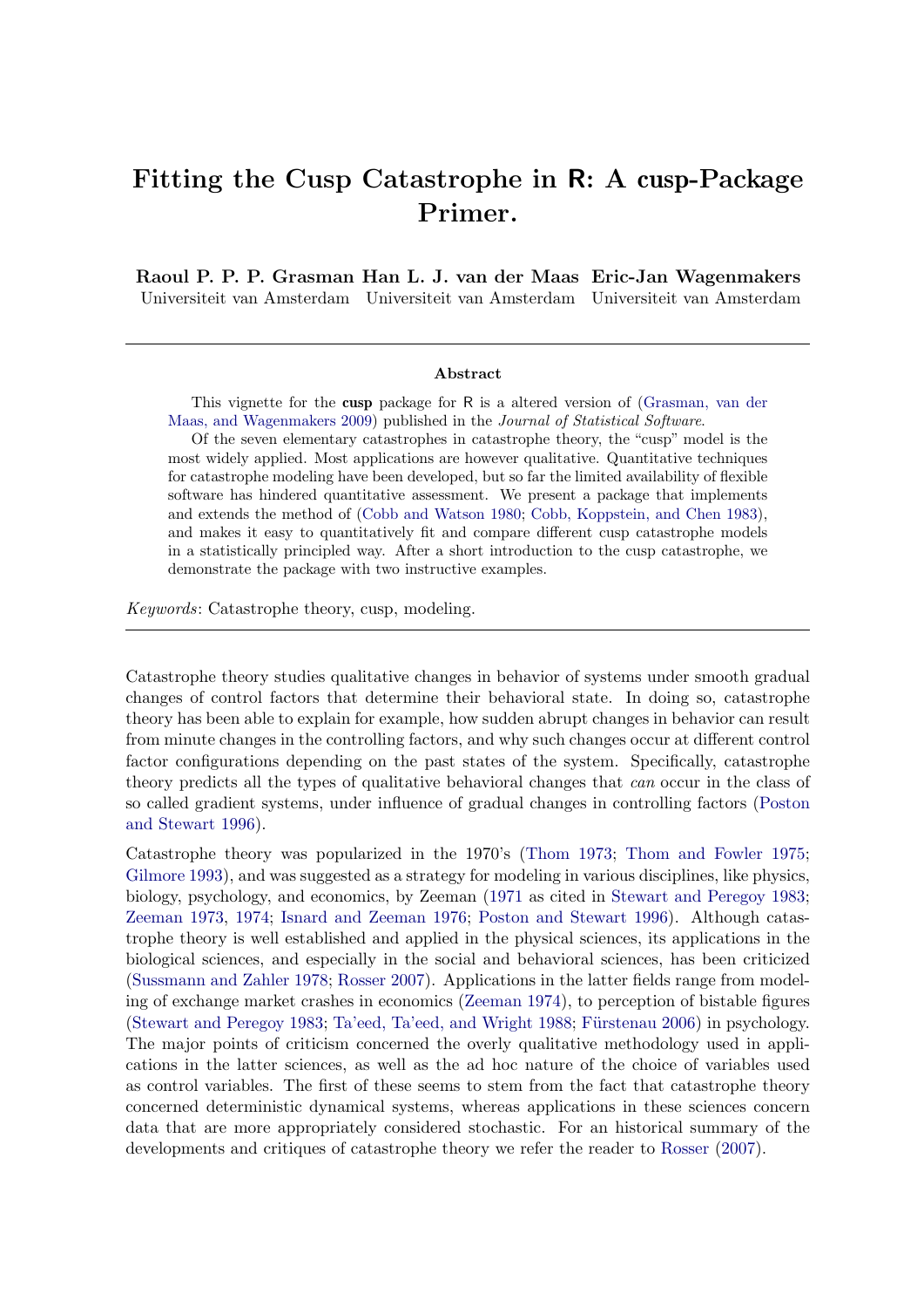# Fitting the Cusp Catastrophe in R: A cusp-Package Primer.

**Raoul P. P. P. Grasman**
Universiteit van Amsterdam

**Han L. J. van der Maas**
Universiteit van Amsterdam

**Eric-Jan Wagenmakers**
Universiteit van Amsterdam

---

**Abstract**

This vignette for the **cusp** package for R is a altered version of (Grasman, van der Maas, and Wagenmakers 2009) published in the *Journal of Statistical Software*.

Of the seven elementary catastrophes in catastrophe theory, the "cusp" model is the most widely applied. Most applications are however qualitative. Quantitative techniques for catastrophe modeling have been developed, but so far the limited availability of flexible software has hindered quantitative assessment. We present a package that implements and extends the method of (Cobb and Watson 1980; Cobb, Koppstein, and Chen 1983), and makes it easy to quantitatively fit and compare different cusp catastrophe models in a statistically principled way. After a short introduction to the cusp catastrophe, we demonstrate the package with two instructive examples.

*Keywords*: Catastrophe theory, cusp, modeling.

---

Catastrophe theory studies qualitative changes in behavior of systems under smooth gradual changes of control factors that determine their behavioral state. In doing so, catastrophe theory has been able to explain for example, how sudden abrupt changes in behavior can result from minute changes in the controlling factors, and why such changes occur at different control factor configurations depending on the past states of the system. Specifically, catastrophe theory predicts all the types of qualitative behavioral changes that *can* occur in the class of so called gradient systems, under influence of gradual changes in controlling factors (Poston and Stewart 1996).

Catastrophe theory was popularized in the 1970's (Thom 1973; Thom and Fowler 1975; Gilmore 1993), and was suggested as a strategy for modeling in various disciplines, like physics, biology, psychology, and economics, by Zeeman (1971 as cited in Stewart and Peregoy 1983; Zeeman 1973, 1974; Isnard and Zeeman 1976; Poston and Stewart 1996). Although catastrophe theory is well established and applied in the physical sciences, its applications in the biological sciences, and especially in the social and behavioral sciences, has been criticized (Sussmann and Zahler 1978; Rosser 2007). Applications in the latter fields range from modeling of exchange market crashes in economics (Zeeman 1974), to perception of bistable figures (Stewart and Peregoy 1983; Ta'eed, Ta'eed, and Wright 1988; Fürstenau 2006) in psychology. The major points of criticism concerned the overly qualitative methodology used in applications in the latter sciences, as well as the ad hoc nature of the choice of variables used as control variables. The first of these seems to stem from the fact that catastrophe theory concerned deterministic dynamical systems, whereas applications in these sciences concern data that are more appropriately considered stochastic. For an historical summary of the developments and critiques of catastrophe theory we refer the reader to Rosser (2007).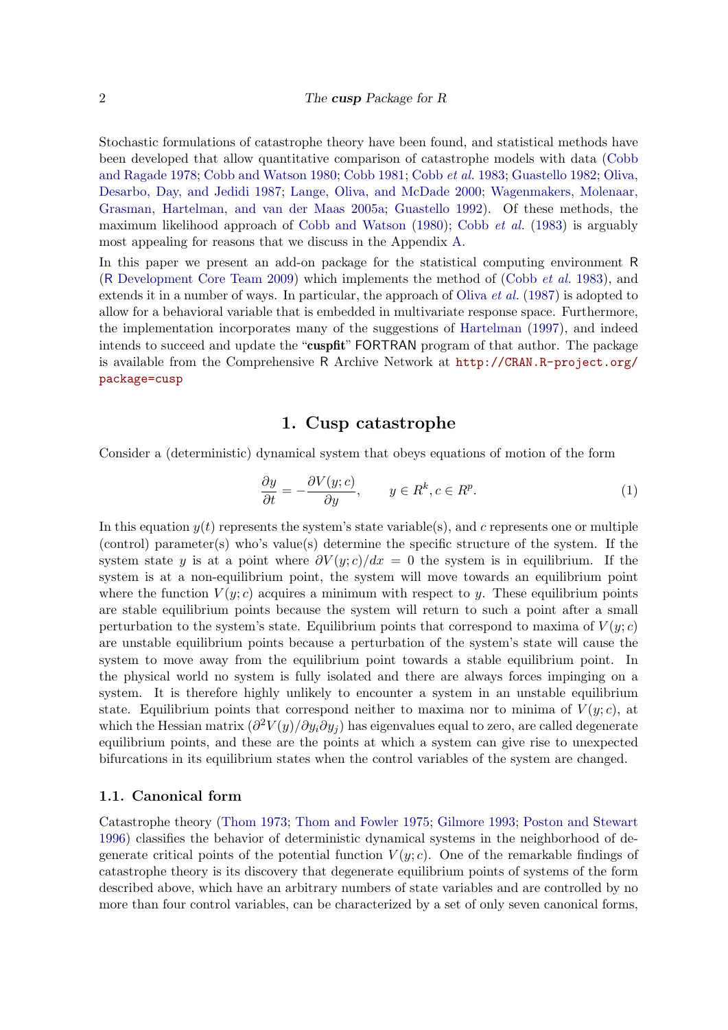Stochastic formulations of catastrophe theory have been found, and statistical methods have been developed that allow quantitative comparison of catastrophe models with data (Cobb and Ragade 1978; Cobb and Watson 1980; Cobb 1981; Cobb *et al.* 1983; Guastello 1982; Oliva, Desarbo, Day, and Jedidi 1987; Lange, Oliva, and McDade 2000; Wagenmakers, Molenaar, Grasman, Hartelman, and van der Maas 2005a; Guastello 1992). Of these methods, the maximum likelihood approach of Cobb and Watson (1980); Cobb *et al.* (1983) is arguably most appealing for reasons that we discuss in the Appendix A.

In this paper we present an add-on package for the statistical computing environment R (R Development Core Team 2009) which implements the method of (Cobb *et al.* 1983), and extends it in a number of ways. In particular, the approach of Oliva *et al.* (1987) is adopted to allow for a behavioral variable that is embedded in multivariate response space. Furthermore, the implementation incorporates many of the suggestions of Hartelman (1997), and indeed intends to succeed and update the "**cuspfit**" FORTRAN program of that author. The package is available from the Comprehensive R Archive Network at http://CRAN.R-project.org/package=cusp

## 1. Cusp catastrophe

Consider a (deterministic) dynamical system that obeys equations of motion of the form

$$\frac{\partial y}{\partial t} = -\frac{\partial V(y;c)}{\partial y}, \qquad y \in R^k, c \in R^p. \tag{1}$$

In this equation $y(t)$ represents the system's state variable(s), and $c$ represents one or multiple (control) parameter(s) who's value(s) determine the specific structure of the system. If the system state $y$ is at a point where $\partial V(y;c)/dx = 0$ the system is in equilibrium. If the system is at a non-equilibrium point, the system will move towards an equilibrium point where the function $V(y;c)$ acquires a minimum with respect to $y$. These equilibrium points are stable equilibrium points because the system will return to such a point after a small perturbation to the system's state. Equilibrium points that correspond to maxima of $V(y;c)$ are unstable equilibrium points because a perturbation of the system's state will cause the system to move away from the equilibrium point towards a stable equilibrium point. In the physical world no system is fully isolated and there are always forces impinging on a system. It is therefore highly unlikely to encounter a system in an unstable equilibrium state. Equilibrium points that correspond neither to maxima nor to minima of $V(y;c)$, at which the Hessian matrix $(\partial^2 V(y)/\partial y_i \partial y_j)$ has eigenvalues equal to zero, are called degenerate equilibrium points, and these are the points at which a system can give rise to unexpected bifurcations in its equilibrium states when the control variables of the system are changed.

### 1.1. Canonical form

Catastrophe theory (Thom 1973; Thom and Fowler 1975; Gilmore 1993; Poston and Stewart 1996) classifies the behavior of deterministic dynamical systems in the neighborhood of degenerate critical points of the potential function $V(y;c)$. One of the remarkable findings of catastrophe theory is its discovery that degenerate equilibrium points of systems of the form described above, which have an arbitrary numbers of state variables and are controlled by no more than four control variables, can be characterized by a set of only seven canonical forms,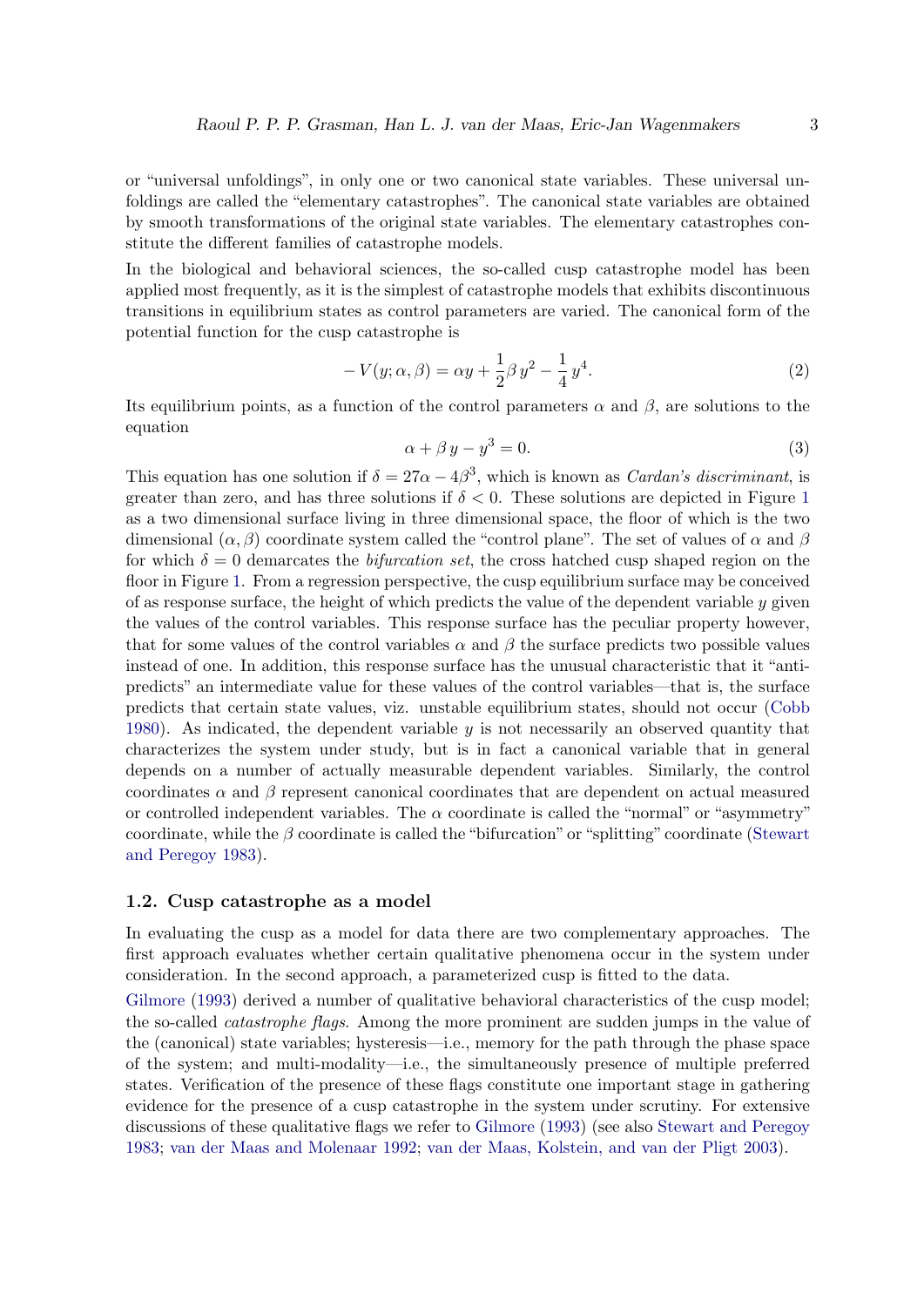or "universal unfoldings", in only one or two canonical state variables. These universal unfoldings are called the "elementary catastrophes". The canonical state variables are obtained by smooth transformations of the original state variables. The elementary catastrophes constitute the different families of catastrophe models.

In the biological and behavioral sciences, the so-called cusp catastrophe model has been applied most frequently, as it is the simplest of catastrophe models that exhibits discontinuous transitions in equilibrium states as control parameters are varied. The canonical form of the potential function for the cusp catastrophe is

$$-V(y; \alpha, \beta) = \alpha y + \frac{1}{2}\beta\, y^2 - \frac{1}{4}\, y^4. \tag{2}$$

Its equilibrium points, as a function of the control parameters $\alpha$ and $\beta$, are solutions to the equation

$$\alpha + \beta\, y - y^3 = 0. \tag{3}$$

This equation has one solution if $\delta = 27\alpha - 4\beta^3$, which is known as *Cardan's discriminant*, is greater than zero, and has three solutions if $\delta < 0$. These solutions are depicted in Figure 1 as a two dimensional surface living in three dimensional space, the floor of which is the two dimensional $(\alpha, \beta)$ coordinate system called the "control plane". The set of values of $\alpha$ and $\beta$ for which $\delta = 0$ demarcates the *bifurcation set*, the cross hatched cusp shaped region on the floor in Figure 1. From a regression perspective, the cusp equilibrium surface may be conceived of as response surface, the height of which predicts the value of the dependent variable $y$ given the values of the control variables. This response surface has the peculiar property however, that for some values of the control variables $\alpha$ and $\beta$ the surface predicts two possible values instead of one. In addition, this response surface has the unusual characteristic that it "anti-predicts" an intermediate value for these values of the control variables—that is, the surface predicts that certain state values, viz. unstable equilibrium states, should not occur (Cobb 1980). As indicated, the dependent variable $y$ is not necessarily an observed quantity that characterizes the system under study, but is in fact a canonical variable that in general depends on a number of actually measurable dependent variables. Similarly, the control coordinates $\alpha$ and $\beta$ represent canonical coordinates that are dependent on actual measured or controlled independent variables. The $\alpha$ coordinate is called the "normal" or "asymmetry" coordinate, while the $\beta$ coordinate is called the "bifurcation" or "splitting" coordinate (Stewart and Peregoy 1983).

### 1.2. Cusp catastrophe as a model

In evaluating the cusp as a model for data there are two complementary approaches. The first approach evaluates whether certain qualitative phenomena occur in the system under consideration. In the second approach, a parameterized cusp is fitted to the data.

Gilmore (1993) derived a number of qualitative behavioral characteristics of the cusp model; the so-called *catastrophe flags*. Among the more prominent are sudden jumps in the value of the (canonical) state variables; hysteresis—i.e., memory for the path through the phase space of the system; and multi-modality—i.e., the simultaneously presence of multiple preferred states. Verification of the presence of these flags constitute one important stage in gathering evidence for the presence of a cusp catastrophe in the system under scrutiny. For extensive discussions of these qualitative flags we refer to Gilmore (1993) (see also Stewart and Peregoy 1983; van der Maas and Molenaar 1992; van der Maas, Kolstein, and van der Pligt 2003).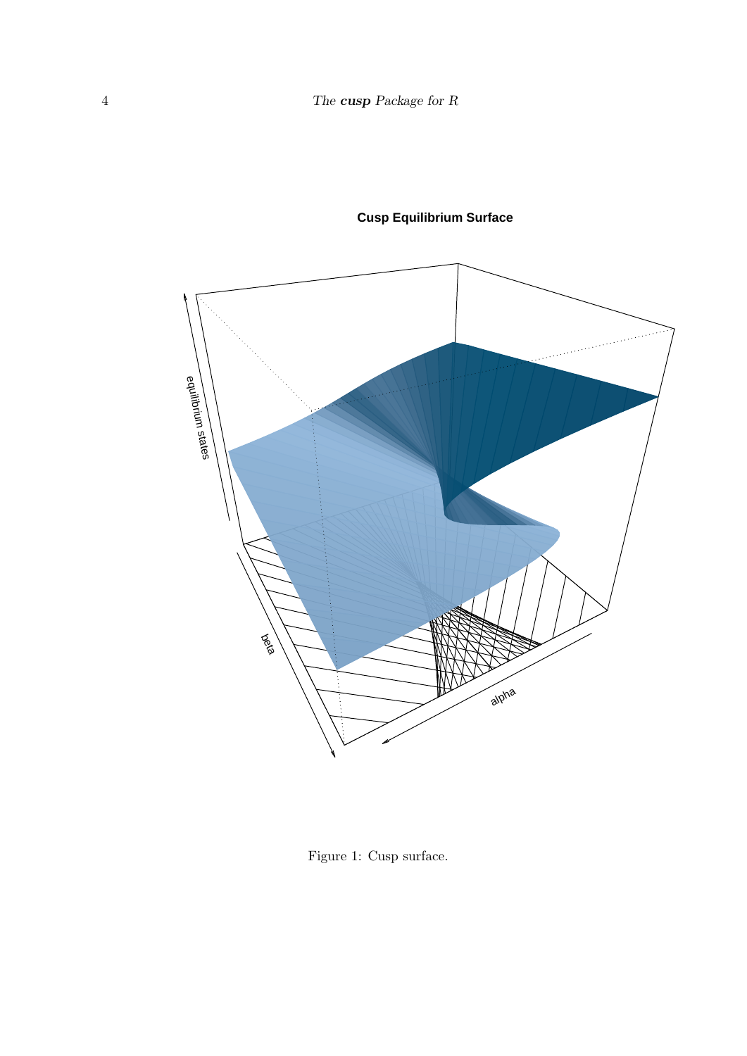Figure 1: Cusp surface.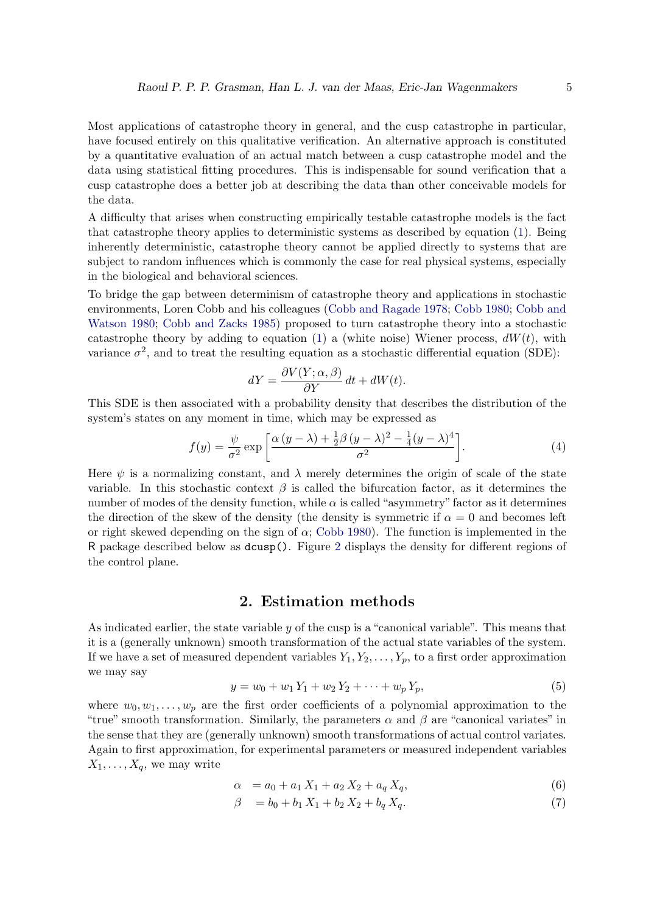Most applications of catastrophe theory in general, and the cusp catastrophe in particular, have focused entirely on this qualitative verification. An alternative approach is constituted by a quantitative evaluation of an actual match between a cusp catastrophe model and the data using statistical fitting procedures. This is indispensable for sound verification that a cusp catastrophe does a better job at describing the data than other conceivable models for the data.

A difficulty that arises when constructing empirically testable catastrophe models is the fact that catastrophe theory applies to deterministic systems as described by equation (1). Being inherently deterministic, catastrophe theory cannot be applied directly to systems that are subject to random influences which is commonly the case for real physical systems, especially in the biological and behavioral sciences.

To bridge the gap between determinism of catastrophe theory and applications in stochastic environments, Loren Cobb and his colleagues (Cobb and Ragade 1978; Cobb 1980; Cobb and Watson 1980; Cobb and Zacks 1985) proposed to turn catastrophe theory into a stochastic catastrophe theory by adding to equation (1) a (white noise) Wiener process, $dW(t)$, with variance $\sigma^2$, and to treat the resulting equation as a stochastic differential equation (SDE):

$$dY = \frac{\partial V(Y; \alpha, \beta)}{\partial Y}\, dt + dW(t).$$

This SDE is then associated with a probability density that describes the distribution of the system's states on any moment in time, which may be expressed as

$$f(y) = \frac{\psi}{\sigma^2} \exp\left[\frac{\alpha\,(y-\lambda) + \frac{1}{2}\beta\,(y-\lambda)^2 - \frac{1}{4}(y-\lambda)^4}{\sigma^2}\right]. \tag{4}$$

Here $\psi$ is a normalizing constant, and $\lambda$ merely determines the origin of scale of the state variable. In this stochastic context $\beta$ is called the bifurcation factor, as it determines the number of modes of the density function, while $\alpha$ is called "asymmetry" factor as it determines the direction of the skew of the density (the density is symmetric if $\alpha = 0$ and becomes left or right skewed depending on the sign of $\alpha$; Cobb 1980). The function is implemented in the R package described below as `dcusp()`. Figure 2 displays the density for different regions of the control plane.

## 2. Estimation methods

As indicated earlier, the state variable $y$ of the cusp is a "canonical variable". This means that it is a (generally unknown) smooth transformation of the actual state variables of the system. If we have a set of measured dependent variables $Y_1, Y_2, \ldots, Y_p$, to a first order approximation we may say

$$y = w_0 + w_1\, Y_1 + w_2\, Y_2 + \cdots + w_p\, Y_p, \tag{5}$$

where $w_0, w_1, \ldots, w_p$ are the first order coefficients of a polynomial approximation to the "true" smooth transformation. Similarly, the parameters $\alpha$ and $\beta$ are "canonical variates" in the sense that they are (generally unknown) smooth transformations of actual control variates. Again to first approximation, for experimental parameters or measured independent variables $X_1, \ldots, X_q$, we may write

$$\alpha = a_0 + a_1\, X_1 + a_2\, X_2 + a_q\, X_q, \tag{6}$$

$$\beta = b_0 + b_1\, X_1 + b_2\, X_2 + b_q\, X_q. \tag{7}$$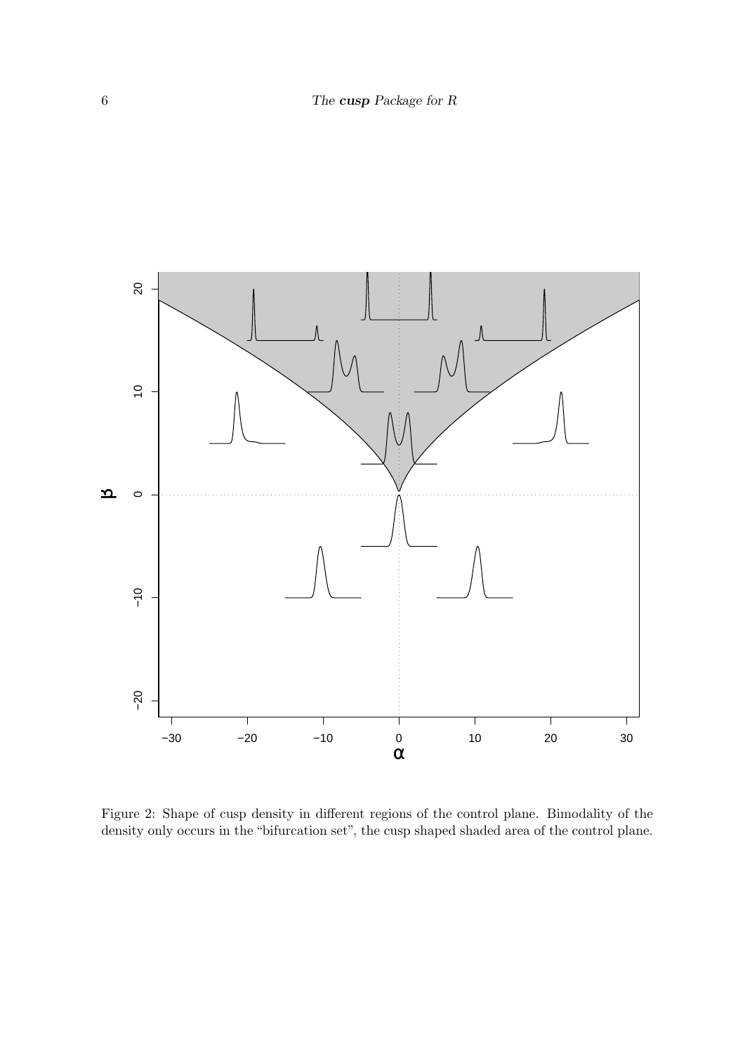Figure 2: Shape of cusp density in different regions of the control plane. Bimodality of the density only occurs in the "bifurcation set", the cusp shaped shaded area of the control plane.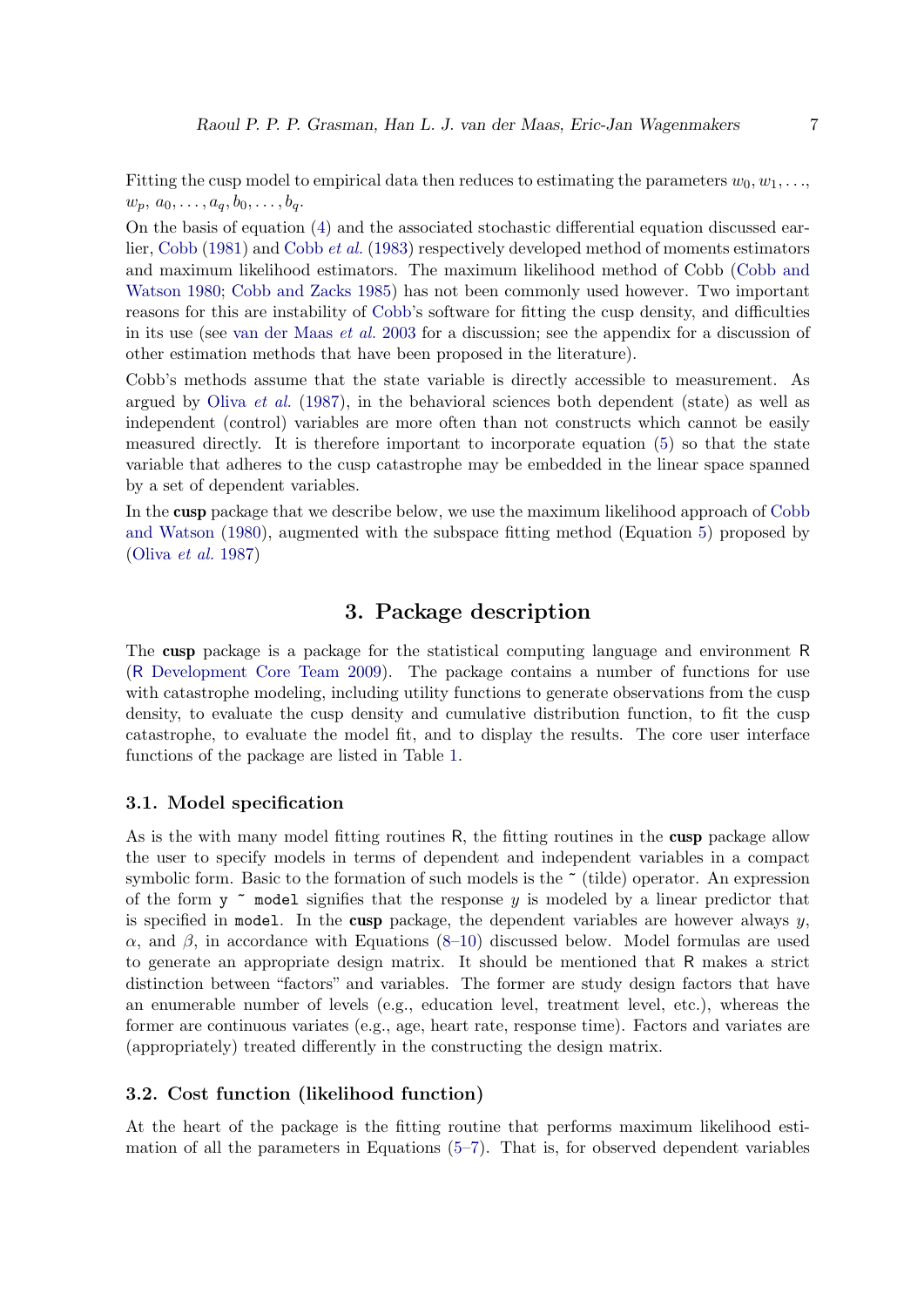Fitting the cusp model to empirical data then reduces to estimating the parameters $w_0, w_1, \ldots,$ $w_p$, $a_0, \ldots, a_q, b_0, \ldots, b_q$.

On the basis of equation (4) and the associated stochastic differential equation discussed earlier, Cobb (1981) and Cobb *et al.* (1983) respectively developed method of moments estimators and maximum likelihood estimators. The maximum likelihood method of Cobb (Cobb and Watson 1980; Cobb and Zacks 1985) has not been commonly used however. Two important reasons for this are instability of Cobb's software for fitting the cusp density, and difficulties in its use (see van der Maas *et al.* 2003 for a discussion; see the appendix for a discussion of other estimation methods that have been proposed in the literature).

Cobb's methods assume that the state variable is directly accessible to measurement. As argued by Oliva *et al.* (1987), in the behavioral sciences both dependent (state) as well as independent (control) variables are more often than not constructs which cannot be easily measured directly. It is therefore important to incorporate equation (5) so that the state variable that adheres to the cusp catastrophe may be embedded in the linear space spanned by a set of dependent variables.

In the **cusp** package that we describe below, we use the maximum likelihood approach of Cobb and Watson (1980), augmented with the subspace fitting method (Equation 5) proposed by (Oliva *et al.* 1987)

## 3. Package description

The **cusp** package is a package for the statistical computing language and environment R (R Development Core Team 2009). The package contains a number of functions for use with catastrophe modeling, including utility functions to generate observations from the cusp density, to evaluate the cusp density and cumulative distribution function, to fit the cusp catastrophe, to evaluate the model fit, and to display the results. The core user interface functions of the package are listed in Table 1.

### 3.1. Model specification

As is the with many model fitting routines R, the fitting routines in the **cusp** package allow the user to specify models in terms of dependent and independent variables in a compact symbolic form. Basic to the formation of such models is the `~` (tilde) operator. An expression of the form `y ~ model` signifies that the response $y$ is modeled by a linear predictor that is specified in `model`. In the **cusp** package, the dependent variables are however always $y$, $\alpha$, and $\beta$, in accordance with Equations (8–10) discussed below. Model formulas are used to generate an appropriate design matrix. It should be mentioned that R makes a strict distinction between "factors" and variables. The former are study design factors that have an enumerable number of levels (e.g., education level, treatment level, etc.), whereas the former are continuous variates (e.g., age, heart rate, response time). Factors and variates are (appropriately) treated differently in the constructing the design matrix.

### 3.2. Cost function (likelihood function)

At the heart of the package is the fitting routine that performs maximum likelihood estimation of all the parameters in Equations (5–7). That is, for observed dependent variables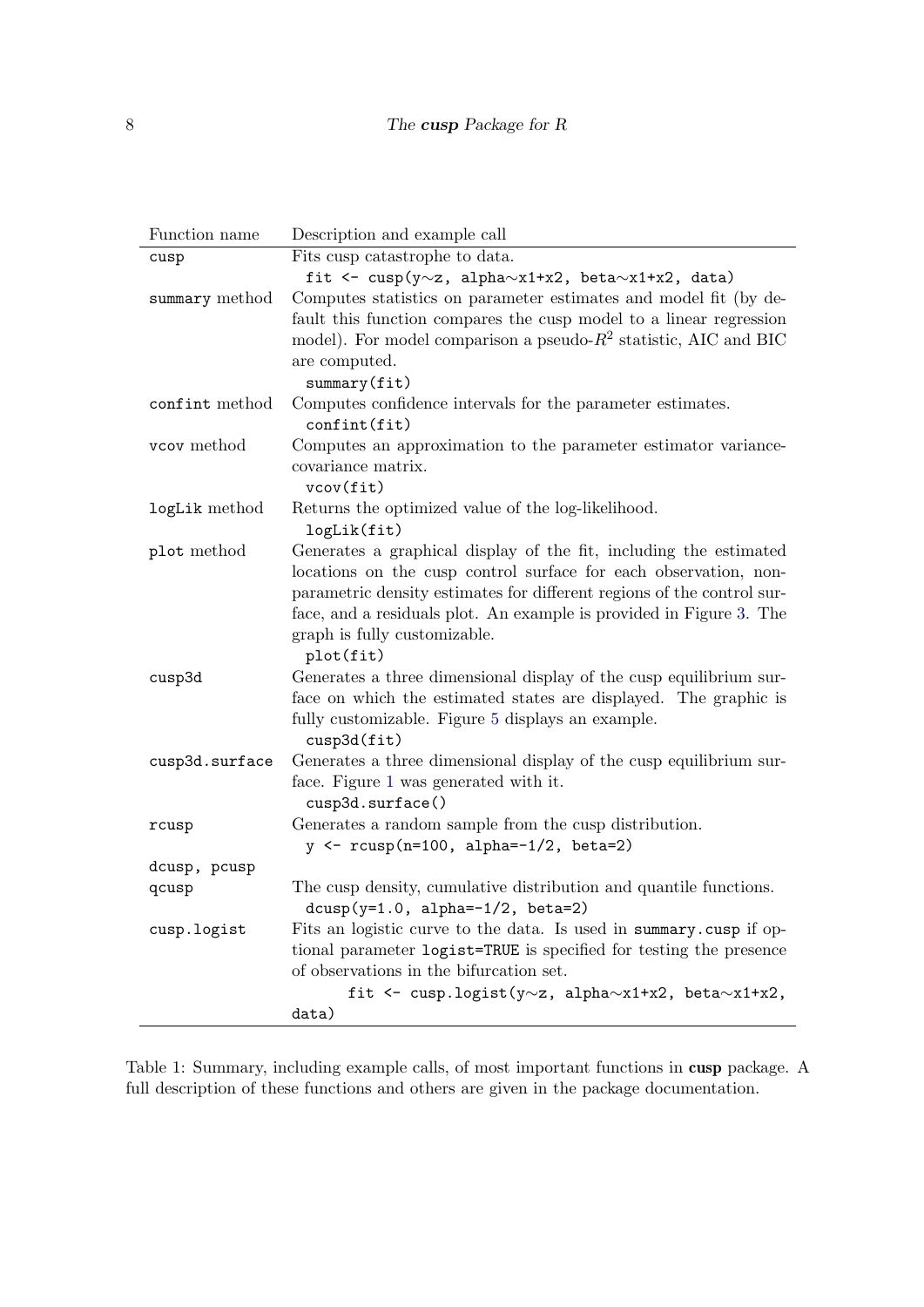| Function name | Description and example call |
|---|---|
| `cusp` | Fits cusp catastrophe to data. `fit <- cusp(y~z, alpha~x1+x2, beta~x1+x2, data)` |
| `summary` method | Computes statistics on parameter estimates and model fit (by default this function compares the cusp model to a linear regression model). For model comparison a pseudo-$R^2$ statistic, AIC and BIC are computed. `summary(fit)` |
| `confint` method | Computes confidence intervals for the parameter estimates. `confint(fit)` |
| `vcov` method | Computes an approximation to the parameter estimator variance-covariance matrix. `vcov(fit)` |
| `logLik` method | Returns the optimized value of the log-likelihood. `logLik(fit)` |
| `plot` method | Generates a graphical display of the fit, including the estimated locations on the cusp control surface for each observation, nonparametric density estimates for different regions of the control surface, and a residuals plot. An example is provided in Figure 3. The graph is fully customizable. `plot(fit)` |
| `cusp3d` | Generates a three dimensional display of the cusp equilibrium surface on which the estimated states are displayed. The graphic is fully customizable. Figure 5 displays an example. `cusp3d(fit)` |
| `cusp3d.surface` | Generates a three dimensional display of the cusp equilibrium surface. Figure 1 was generated with it. `cusp3d.surface()` |
| `rcusp` | Generates a random sample from the cusp distribution. `y <- rcusp(n=100, alpha=-1/2, beta=2)` |
| `dcusp`, `pcusp` `qcusp` | The cusp density, cumulative distribution and quantile functions. `dcusp(y=1.0, alpha=-1/2, beta=2)` |
| `cusp.logist` | Fits an logistic curve to the data. Is used in `summary.cusp` if optional parameter `logist=TRUE` is specified for testing the presence of observations in the bifurcation set. `fit <- cusp.logist(y~z, alpha~x1+x2, beta~x1+x2, data)` |

Table 1: Summary, including example calls, of most important functions in **cusp** package. A full description of these functions and others are given in the package documentation.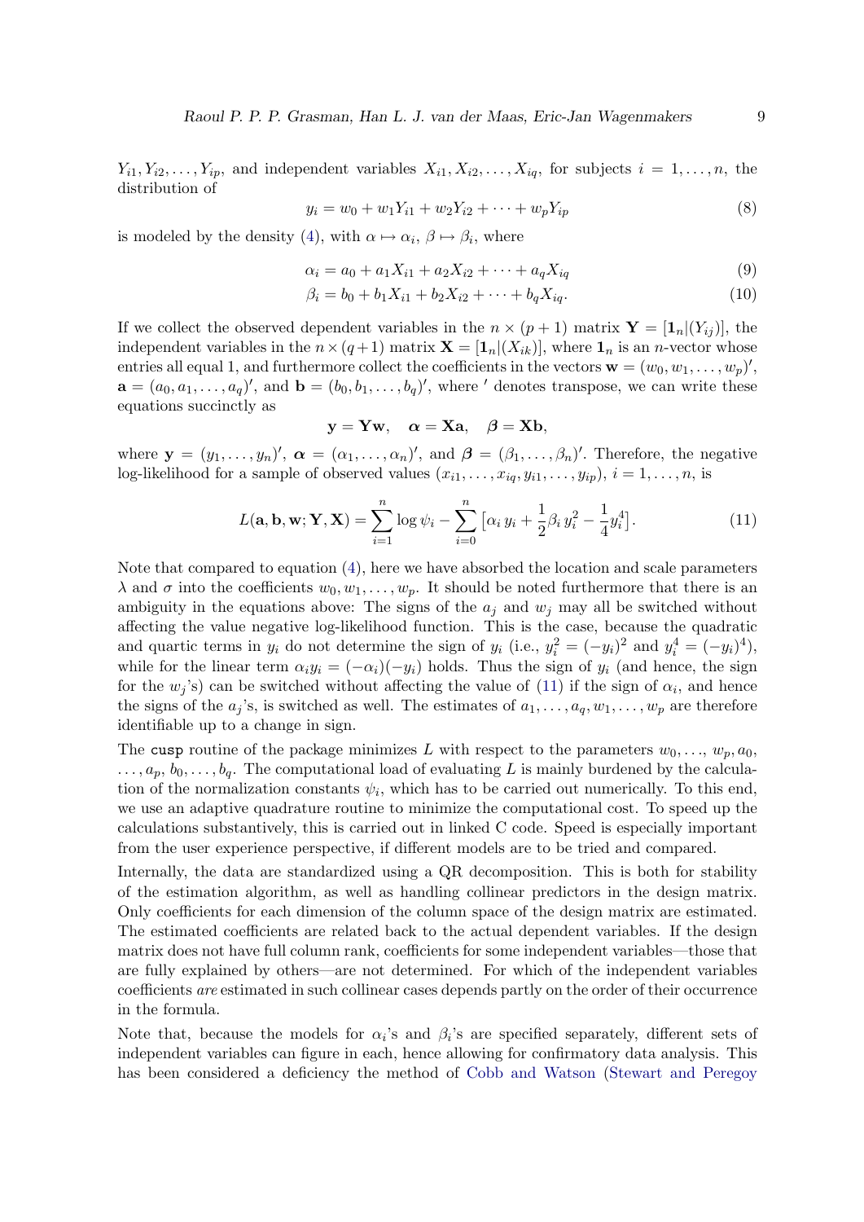$Y_{i1}, Y_{i2}, \ldots, Y_{ip}$, and independent variables $X_{i1}, X_{i2}, \ldots, X_{iq}$, for subjects $i = 1, \ldots, n$, the distribution of

$$y_i = w_0 + w_1 Y_{i1} + w_2 Y_{i2} + \cdots + w_p Y_{ip} \tag{8}$$

is modeled by the density (4), with $\alpha \mapsto \alpha_i$, $\beta \mapsto \beta_i$, where

$$\alpha_i = a_0 + a_1 X_{i1} + a_2 X_{i2} + \cdots + a_q X_{iq} \tag{9}$$

$$\beta_i = b_0 + b_1 X_{i1} + b_2 X_{i2} + \cdots + b_q X_{iq}. \tag{10}$$

If we collect the observed dependent variables in the $n \times (p+1)$ matrix $\mathbf{Y} = [\mathbf{1}_n | (Y_{ij})]$, the independent variables in the $n \times (q+1)$ matrix $\mathbf{X} = [\mathbf{1}_n | (X_{ik})]$, where $\mathbf{1}_n$ is an $n$-vector whose entries all equal 1, and furthermore collect the coefficients in the vectors $\mathbf{w} = (w_0, w_1, \ldots, w_p)'$, $\mathbf{a} = (a_0, a_1, \ldots, a_q)'$, and $\mathbf{b} = (b_0, b_1, \ldots, b_q)'$, where $'$ denotes transpose, we can write these equations succinctly as

$$\mathbf{y} = \mathbf{Y}\mathbf{w}, \quad \boldsymbol{\alpha} = \mathbf{X}\mathbf{a}, \quad \boldsymbol{\beta} = \mathbf{X}\mathbf{b},$$

where $\mathbf{y} = (y_1, \ldots, y_n)'$, $\boldsymbol{\alpha} = (\alpha_1, \ldots, \alpha_n)'$, and $\boldsymbol{\beta} = (\beta_1, \ldots, \beta_n)'$. Therefore, the negative log-likelihood for a sample of observed values $(x_{i1}, \ldots, x_{iq}, y_{i1}, \ldots, y_{ip})$, $i = 1, \ldots, n$, is

$$L(\mathbf{a}, \mathbf{b}, \mathbf{w}; \mathbf{Y}, \mathbf{X}) = \sum_{i=1}^{n} \log \psi_i - \sum_{i=0}^{n} \left[ \alpha_i \, y_i + \frac{1}{2} \beta_i \, y_i^2 - \frac{1}{4} y_i^4 \right]. \tag{11}$$

Note that compared to equation (4), here we have absorbed the location and scale parameters $\lambda$ and $\sigma$ into the coefficients $w_0, w_1, \ldots, w_p$. It should be noted furthermore that there is an ambiguity in the equations above: The signs of the $a_j$ and $w_j$ may all be switched without affecting the value negative log-likelihood function. This is the case, because the quadratic and quartic terms in $y_i$ do not determine the sign of $y_i$ (i.e., $y_i^2 = (-y_i)^2$ and $y_i^4 = (-y_i)^4$), while for the linear term $\alpha_i y_i = (-\alpha_i)(-y_i)$ holds. Thus the sign of $y_i$ (and hence, the sign for the $w_j$'s) can be switched without affecting the value of (11) if the sign of $\alpha_i$, and hence the signs of the $a_j$'s, is switched as well. The estimates of $a_1, \ldots, a_q, w_1, \ldots, w_p$ are therefore identifiable up to a change in sign.

The `cusp` routine of the package minimizes $L$ with respect to the parameters $w_0, \ldots, w_p, a_0, \ldots, a_p, b_0, \ldots, b_q$. The computational load of evaluating $L$ is mainly burdened by the calculation of the normalization constants $\psi_i$, which has to be carried out numerically. To this end, we use an adaptive quadrature routine to minimize the computational cost. To speed up the calculations substantively, this is carried out in linked C code. Speed is especially important from the user experience perspective, if different models are to be tried and compared.

Internally, the data are standardized using a QR decomposition. This is both for stability of the estimation algorithm, as well as handling collinear predictors in the design matrix. Only coefficients for each dimension of the column space of the design matrix are estimated. The estimated coefficients are related back to the actual dependent variables. If the design matrix does not have full column rank, coefficients for some independent variables—those that are fully explained by others—are not determined. For which of the independent variables coefficients *are* estimated in such collinear cases depends partly on the order of their occurrence in the formula.

Note that, because the models for $\alpha_i$'s and $\beta_i$'s are specified separately, different sets of independent variables can figure in each, hence allowing for confirmatory data analysis. This has been considered a deficiency the method of Cobb and Watson (Stewart and Peregoy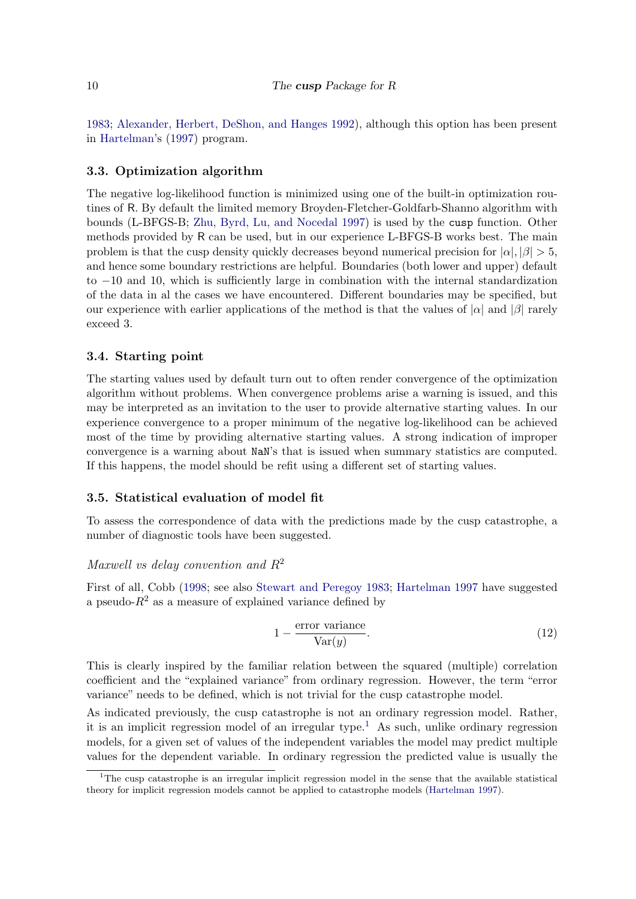1983; Alexander, Herbert, DeShon, and Hanges 1992), although this option has been present in Hartelman's (1997) program.

### 3.3. Optimization algorithm

The negative log-likelihood function is minimized using one of the built-in optimization routines of R. By default the limited memory Broyden-Fletcher-Goldfarb-Shanno algorithm with bounds (L-BFGS-B; Zhu, Byrd, Lu, and Nocedal 1997) is used by the `cusp` function. Other methods provided by R can be used, but in our experience L-BFGS-B works best. The main problem is that the cusp density quickly decreases beyond numerical precision for $|\alpha|, |\beta| > 5$, and hence some boundary restrictions are helpful. Boundaries (both lower and upper) default to $-10$ and 10, which is sufficiently large in combination with the internal standardization of the data in al the cases we have encountered. Different boundaries may be specified, but our experience with earlier applications of the method is that the values of $|\alpha|$ and $|\beta|$ rarely exceed 3.

### 3.4. Starting point

The starting values used by default turn out to often render convergence of the optimization algorithm without problems. When convergence problems arise a warning is issued, and this may be interpreted as an invitation to the user to provide alternative starting values. In our experience convergence to a proper minimum of the negative log-likelihood can be achieved most of the time by providing alternative starting values. A strong indication of improper convergence is a warning about `NaN`'s that is issued when summary statistics are computed. If this happens, the model should be refit using a different set of starting values.

### 3.5. Statistical evaluation of model fit

To assess the correspondence of data with the predictions made by the cusp catastrophe, a number of diagnostic tools have been suggested.

*Maxwell vs delay convention and* $R^2$

First of all, Cobb (1998; see also Stewart and Peregoy 1983; Hartelman 1997 have suggested a pseudo-$R^2$ as a measure of explained variance defined by

$$1 - \frac{\text{error variance}}{\text{Var}(y)}. \tag{12}$$

This is clearly inspired by the familiar relation between the squared (multiple) correlation coefficient and the "explained variance" from ordinary regression. However, the term "error variance" needs to be defined, which is not trivial for the cusp catastrophe model.

As indicated previously, the cusp catastrophe is not an ordinary regression model. Rather, it is an implicit regression model of an irregular type.[1] As such, unlike ordinary regression models, for a given set of values of the independent variables the model may predict multiple values for the dependent variable. In ordinary regression the predicted value is usually the

[1] The cusp catastrophe is an irregular implicit regression model in the sense that the available statistical theory for implicit regression models cannot be applied to catastrophe models (Hartelman 1997).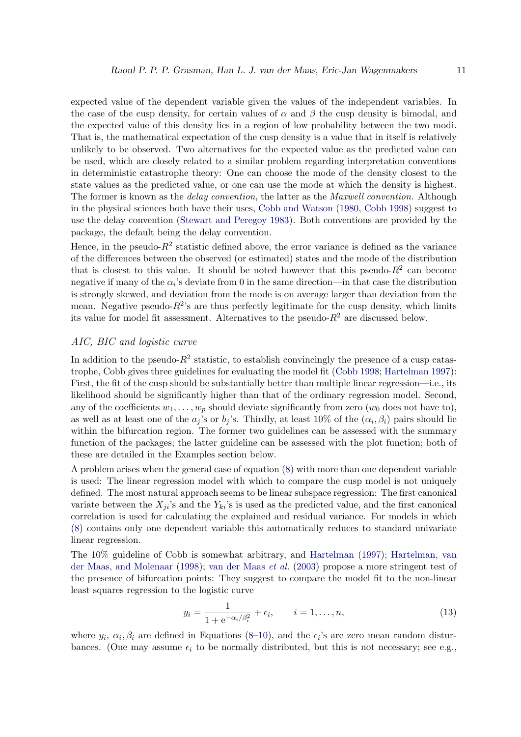expected value of the dependent variable given the values of the independent variables. In the case of the cusp density, for certain values of $\alpha$ and $\beta$ the cusp density is bimodal, and the expected value of this density lies in a region of low probability between the two modi. That is, the mathematical expectation of the cusp density is a value that in itself is relatively unlikely to be observed. Two alternatives for the expected value as the predicted value can be used, which are closely related to a similar problem regarding interpretation conventions in deterministic catastrophe theory: One can choose the mode of the density closest to the state values as the predicted value, or one can use the mode at which the density is highest. The former is known as the *delay convention*, the latter as the *Maxwell convention*. Although in the physical sciences both have their uses, Cobb and Watson (1980, Cobb 1998) suggest to use the delay convention (Stewart and Peregoy 1983). Both conventions are provided by the package, the default being the delay convention.

Hence, in the pseudo-$R^2$ statistic defined above, the error variance is defined as the variance of the differences between the observed (or estimated) states and the mode of the distribution that is closest to this value. It should be noted however that this pseudo-$R^2$ can become negative if many of the $\alpha_i$'s deviate from 0 in the same direction—in that case the distribution is strongly skewed, and deviation from the mode is on average larger than deviation from the mean. Negative pseudo-$R^2$'s are thus perfectly legitimate for the cusp density, which limits its value for model fit assessment. Alternatives to the pseudo-$R^2$ are discussed below.

### *AIC, BIC and logistic curve*

In addition to the pseudo-$R^2$ statistic, to establish convincingly the presence of a cusp catastrophe, Cobb gives three guidelines for evaluating the model fit (Cobb 1998; Hartelman 1997): First, the fit of the cusp should be substantially better than multiple linear regression—i.e., its likelihood should be significantly higher than that of the ordinary regression model. Second, any of the coefficients $w_1, \ldots, w_p$ should deviate significantly from zero ($w_0$ does not have to), as well as at least one of the $a_j$'s or $b_j$'s. Thirdly, at least 10% of the $(\alpha_i, \beta_i)$ pairs should lie within the bifurcation region. The former two guidelines can be assessed with the summary function of the packages; the latter guideline can be assessed with the plot function; both of these are detailed in the Examples section below.

A problem arises when the general case of equation (8) with more than one dependent variable is used: The linear regression model with which to compare the cusp model is not uniquely defined. The most natural approach seems to be linear subspace regression: The first canonical variate between the $X_{ji}$'s and the $Y_{ki}$'s is used as the predicted value, and the first canonical correlation is used for calculating the explained and residual variance. For models in which (8) contains only one dependent variable this automatically reduces to standard univariate linear regression.

The 10% guideline of Cobb is somewhat arbitrary, and Hartelman (1997); Hartelman, van der Maas, and Molenaar (1998); van der Maas *et al.* (2003) propose a more stringent test of the presence of bifurcation points: They suggest to compare the model fit to the non-linear least squares regression to the logistic curve

$$y_i = \frac{1}{1 + \mathrm{e}^{-\alpha_i/\beta_i^2}} + \epsilon_i, \qquad i = 1, \ldots, n, \tag{13}$$

where $y_i$, $\alpha_i, \beta_i$ are defined in Equations (8–10), and the $\epsilon_i$'s are zero mean random disturbances. (One may assume $\epsilon_i$ to be normally distributed, but this is not necessary; see e.g.,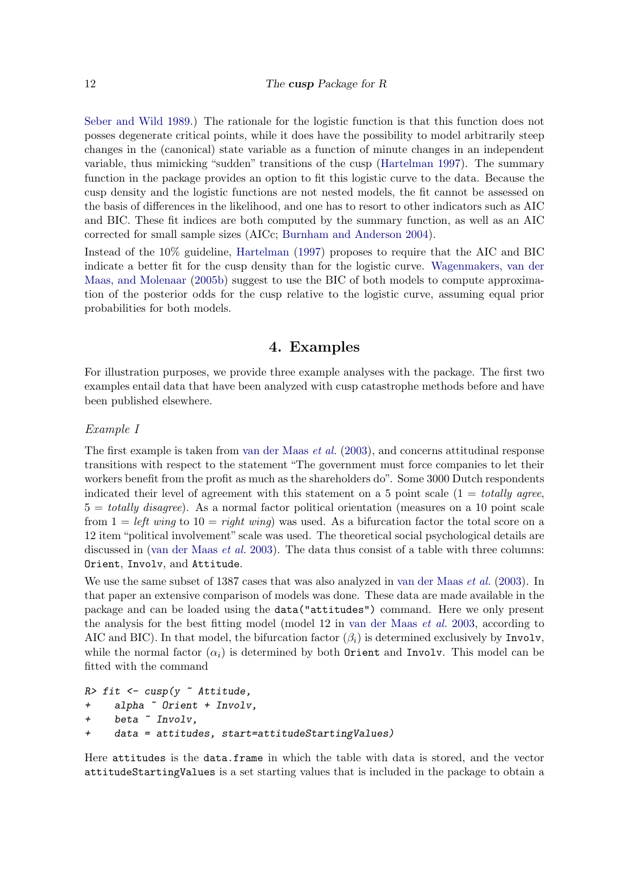Seber and Wild 1989.) The rationale for the logistic function is that this function does not posses degenerate critical points, while it does have the possibility to model arbitrarily steep changes in the (canonical) state variable as a function of minute changes in an independent variable, thus mimicking "sudden" transitions of the cusp (Hartelman 1997). The summary function in the package provides an option to fit this logistic curve to the data. Because the cusp density and the logistic functions are not nested models, the fit cannot be assessed on the basis of differences in the likelihood, and one has to resort to other indicators such as AIC and BIC. These fit indices are both computed by the summary function, as well as an AIC corrected for small sample sizes (AICc; Burnham and Anderson 2004).

Instead of the 10% guideline, Hartelman (1997) proposes to require that the AIC and BIC indicate a better fit for the cusp density than for the logistic curve. Wagenmakers, van der Maas, and Molenaar (2005b) suggest to use the BIC of both models to compute approximation of the posterior odds for the cusp relative to the logistic curve, assuming equal prior probabilities for both models.

# 4. Examples

For illustration purposes, we provide three example analyses with the package. The first two examples entail data that have been analyzed with cusp catastrophe methods before and have been published elsewhere.

*Example I*

The first example is taken from van der Maas *et al.* (2003), and concerns attitudinal response transitions with respect to the statement "The government must force companies to let their workers benefit from the profit as much as the shareholders do". Some 3000 Dutch respondents indicated their level of agreement with this statement on a 5 point scale (1 = *totally agree*, 5 = *totally disagree*). As a normal factor political orientation (measures on a 10 point scale from 1 = *left wing* to 10 = *right wing*) was used. As a bifurcation factor the total score on a 12 item "political involvement" scale was used. The theoretical social psychological details are discussed in (van der Maas *et al.* 2003). The data thus consist of a table with three columns: `Orient`, `Involv`, and `Attitude`.

We use the same subset of 1387 cases that was also analyzed in van der Maas *et al.* (2003). In that paper an extensive comparison of models was done. These data are made available in the package and can be loaded using the `data("attitudes")` command. Here we only present the analysis for the best fitting model (model 12 in van der Maas *et al.* 2003, according to AIC and BIC). In that model, the bifurcation factor ($\beta_i$) is determined exclusively by `Involv`, while the normal factor ($\alpha_i$) is determined by both `Orient` and `Involv`. This model can be fitted with the command

```
R> fit <- cusp(y ~ Attitude,
+     alpha ~ Orient + Involv,
+     beta ~ Involv,
+     data = attitudes, start=attitudeStartingValues)
```

Here `attitudes` is the `data.frame` in which the table with data is stored, and the vector `attitudeStartingValues` is a set starting values that is included in the package to obtain a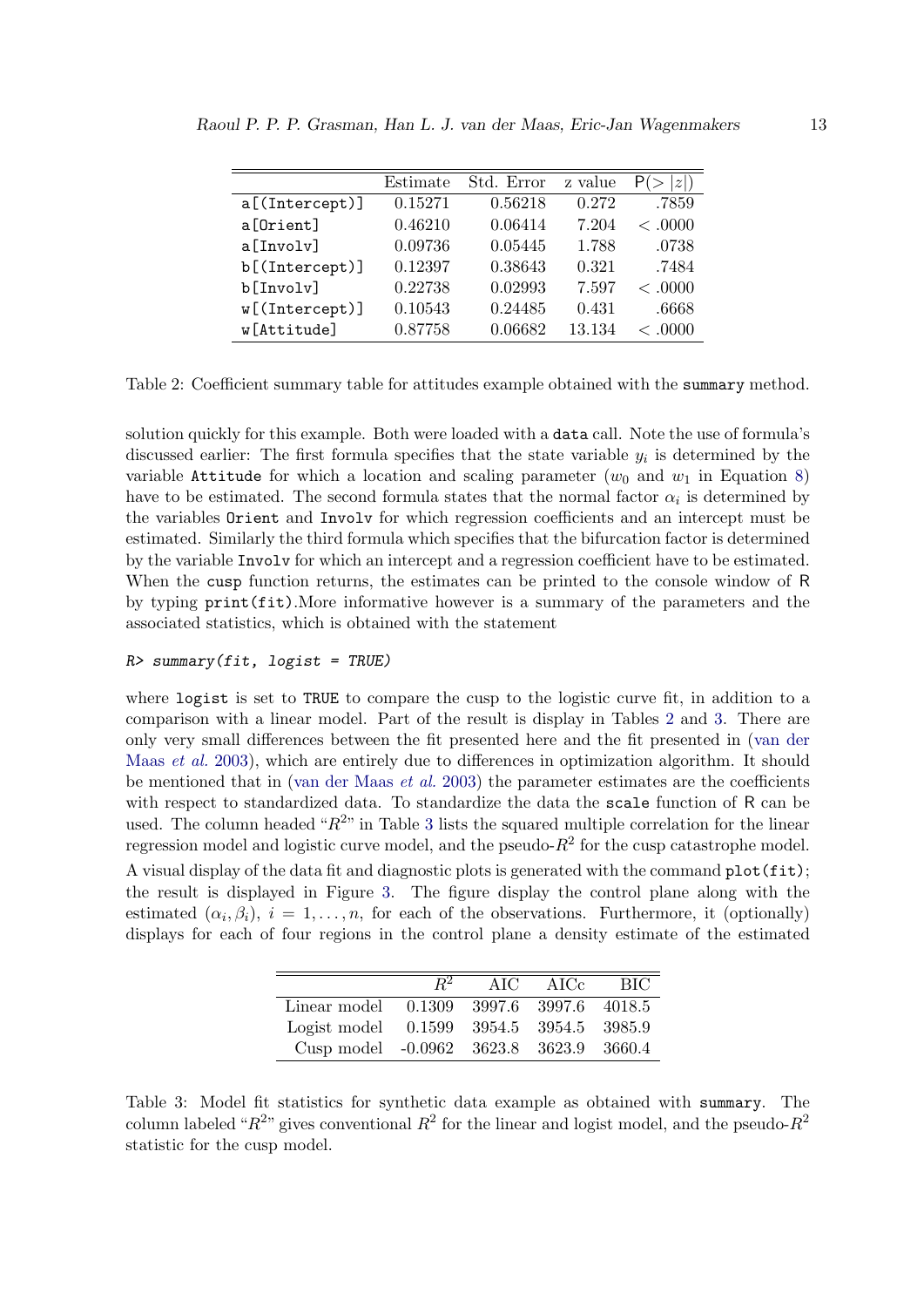|  | Estimate | Std. Error | z value | $\mathsf{P}(>\|z\|)$ |
|---|---|---|---|---|
| `a[(Intercept)]` | 0.15271 | 0.56218 | 0.272 | .7859 |
| `a[Orient]` | 0.46210 | 0.06414 | 7.204 | < .0000 |
| `a[Involv]` | 0.09736 | 0.05445 | 1.788 | .0738 |
| `b[(Intercept)]` | 0.12397 | 0.38643 | 0.321 | .7484 |
| `b[Involv]` | 0.22738 | 0.02993 | 7.597 | < .0000 |
| `w[(Intercept)]` | 0.10543 | 0.24485 | 0.431 | .6668 |
| `w[Attitude]` | 0.87758 | 0.06682 | 13.134 | < .0000 |

Table 2: Coefficient summary table for attitudes example obtained with the `summary` method.

solution quickly for this example. Both were loaded with a `data` call. Note the use of formula's discussed earlier: The first formula specifies that the state variable $y_i$ is determined by the variable `Attitude` for which a location and scaling parameter ($w_0$ and $w_1$ in Equation 8) have to be estimated. The second formula states that the normal factor $\alpha_i$ is determined by the variables `Orient` and `Involv` for which regression coefficients and an intercept must be estimated. Similarly the third formula which specifies that the bifurcation factor is determined by the variable `Involv` for which an intercept and a regression coefficient have to be estimated. When the `cusp` function returns, the estimates can be printed to the console window of R by typing `print(fit)`.More informative however is a summary of the parameters and the associated statistics, which is obtained with the statement

```
R> summary(fit, logist = TRUE)
```

where `logist` is set to `TRUE` to compare the cusp to the logistic curve fit, in addition to a comparison with a linear model. Part of the result is display in Tables 2 and 3. There are only very small differences between the fit presented here and the fit presented in (van der Maas *et al.* 2003), which are entirely due to differences in optimization algorithm. It should be mentioned that in (van der Maas *et al.* 2003) the parameter estimates are the coefficients with respect to standardized data. To standardize the data the `scale` function of R can be used. The column headed "$R^2$" in Table 3 lists the squared multiple correlation for the linear regression model and logistic curve model, and the pseudo-$R^2$ for the cusp catastrophe model. A visual display of the data fit and diagnostic plots is generated with the command `plot(fit)`; the result is displayed in Figure 3. The figure display the control plane along with the estimated $(\alpha_i, \beta_i)$, $i = 1, \ldots, n$, for each of the observations. Furthermore, it (optionally) displays for each of four regions in the control plane a density estimate of the estimated

|  | $R^2$ | AIC | AICc | BIC |
|---|---|---|---|---|
| Linear model | 0.1309 | 3997.6 | 3997.6 | 4018.5 |
| Logist model | 0.1599 | 3954.5 | 3954.5 | 3985.9 |
| Cusp model | -0.0962 | 3623.8 | 3623.9 | 3660.4 |

Table 3: Model fit statistics for synthetic data example as obtained with `summary`. The column labeled "$R^2$" gives conventional $R^2$ for the linear and logist model, and the pseudo-$R^2$ statistic for the cusp model.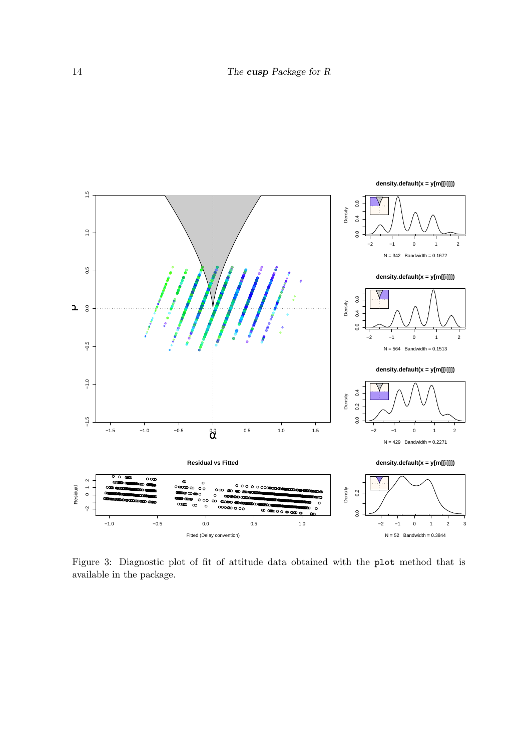Figure 3: Diagnostic plot of fit of attitude data obtained with the `plot` method that is available in the package.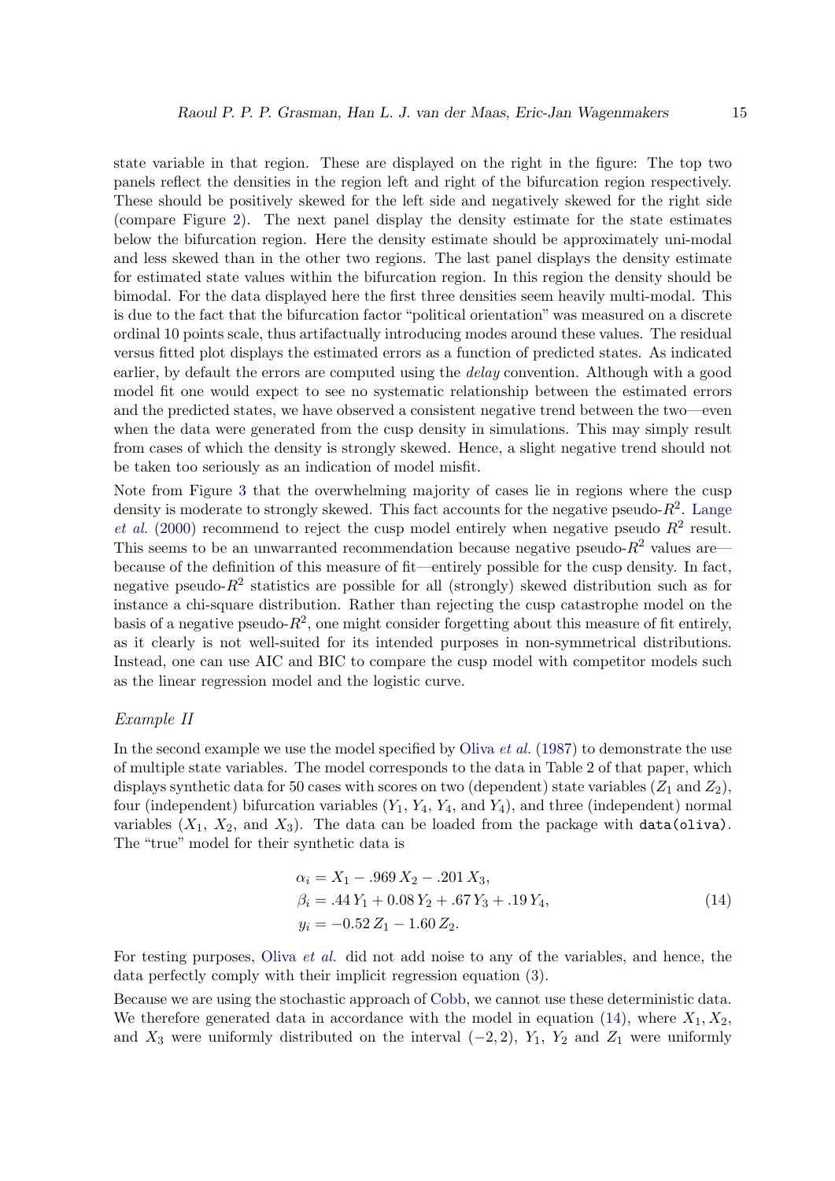state variable in that region. These are displayed on the right in the figure: The top two panels reflect the densities in the region left and right of the bifurcation region respectively. These should be positively skewed for the left side and negatively skewed for the right side (compare Figure 2). The next panel display the density estimate for the state estimates below the bifurcation region. Here the density estimate should be approximately uni-modal and less skewed than in the other two regions. The last panel displays the density estimate for estimated state values within the bifurcation region. In this region the density should be bimodal. For the data displayed here the first three densities seem heavily multi-modal. This is due to the fact that the bifurcation factor "political orientation" was measured on a discrete ordinal 10 points scale, thus artifactually introducing modes around these values. The residual versus fitted plot displays the estimated errors as a function of predicted states. As indicated earlier, by default the errors are computed using the *delay* convention. Although with a good model fit one would expect to see no systematic relationship between the estimated errors and the predicted states, we have observed a consistent negative trend between the two—even when the data were generated from the cusp density in simulations. This may simply result from cases of which the density is strongly skewed. Hence, a slight negative trend should not be taken too seriously as an indication of model misfit.

Note from Figure 3 that the overwhelming majority of cases lie in regions where the cusp density is moderate to strongly skewed. This fact accounts for the negative pseudo-$R^2$. Lange *et al.* (2000) recommend to reject the cusp model entirely when negative pseudo $R^2$ result. This seems to be an unwarranted recommendation because negative pseudo-$R^2$ values are—because of the definition of this measure of fit—entirely possible for the cusp density. In fact, negative pseudo-$R^2$ statistics are possible for all (strongly) skewed distribution such as for instance a chi-square distribution. Rather than rejecting the cusp catastrophe model on the basis of a negative pseudo-$R^2$, one might consider forgetting about this measure of fit entirely, as it clearly is not well-suited for its intended purposes in non-symmetrical distributions. Instead, one can use AIC and BIC to compare the cusp model with competitor models such as the linear regression model and the logistic curve.

*Example II*

In the second example we use the model specified by Oliva *et al.* (1987) to demonstrate the use of multiple state variables. The model corresponds to the data in Table 2 of that paper, which displays synthetic data for 50 cases with scores on two (dependent) state variables ($Z_1$ and $Z_2$), four (independent) bifurcation variables ($Y_1$, $Y_4$, $Y_4$, and $Y_4$), and three (independent) normal variables ($X_1$, $X_2$, and $X_3$). The data can be loaded from the package with `data(oliva)`. The "true" model for their synthetic data is

$$
\begin{aligned}
\alpha_i &= X_1 - .969\, X_2 - .201\, X_3, \\
\beta_i &= .44\, Y_1 + 0.08\, Y_2 + .67\, Y_3 + .19\, Y_4, \\
y_i &= -0.52\, Z_1 - 1.60\, Z_2.
\end{aligned}
\tag{14}
$$

For testing purposes, Oliva *et al.* did not add noise to any of the variables, and hence, the data perfectly comply with their implicit regression equation (3).

Because we are using the stochastic approach of Cobb, we cannot use these deterministic data. We therefore generated data in accordance with the model in equation (14), where $X_1, X_2$, and $X_3$ were uniformly distributed on the interval $(-2, 2)$, $Y_1$, $Y_2$ and $Z_1$ were uniformly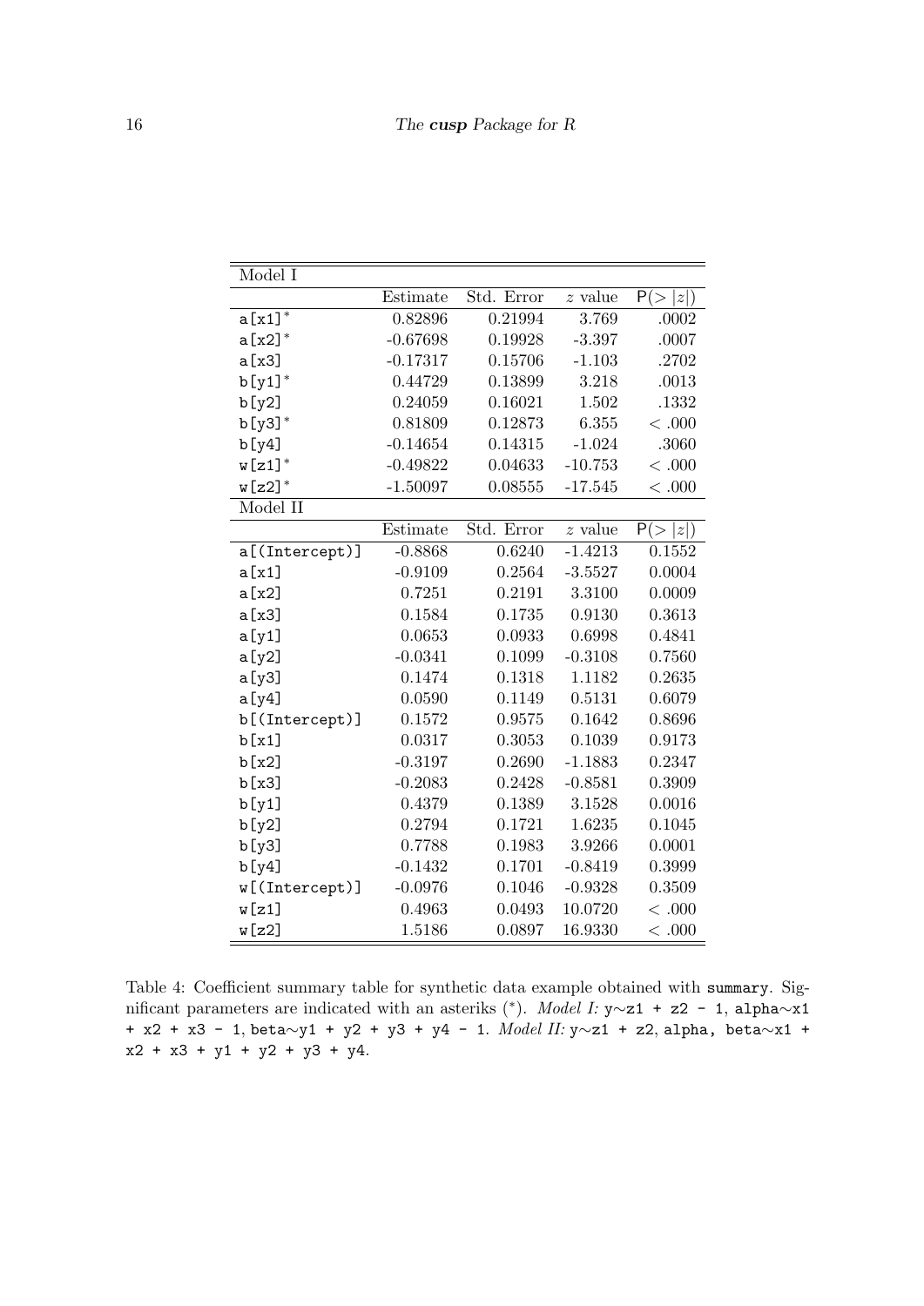| Model I | | | | |
|---|---|---|---|---|
| | Estimate | Std. Error | $z$ value | P(> \|$z$\|) |
| a[x1]* | 0.82896 | 0.21994 | 3.769 | .0002 |
| a[x2]* | -0.67698 | 0.19928 | -3.397 | .0007 |
| a[x3] | -0.17317 | 0.15706 | -1.103 | .2702 |
| b[y1]* | 0.44729 | 0.13899 | 3.218 | .0013 |
| b[y2] | 0.24059 | 0.16021 | 1.502 | .1332 |
| b[y3]* | 0.81809 | 0.12873 | 6.355 | < .000 |
| b[y4] | -0.14654 | 0.14315 | -1.024 | .3060 |
| w[z1]* | -0.49822 | 0.04633 | -10.753 | < .000 |
| w[z2]* | -1.50097 | 0.08555 | -17.545 | < .000 |
| Model II | | | | |
| | Estimate | Std. Error | $z$ value | P(> \|$z$\|) |
| a[(Intercept)] | -0.8868 | 0.6240 | -1.4213 | 0.1552 |
| a[x1] | -0.9109 | 0.2564 | -3.5527 | 0.0004 |
| a[x2] | 0.7251 | 0.2191 | 3.3100 | 0.0009 |
| a[x3] | 0.1584 | 0.1735 | 0.9130 | 0.3613 |
| a[y1] | 0.0653 | 0.0933 | 0.6998 | 0.4841 |
| a[y2] | -0.0341 | 0.1099 | -0.3108 | 0.7560 |
| a[y3] | 0.1474 | 0.1318 | 1.1182 | 0.2635 |
| a[y4] | 0.0590 | 0.1149 | 0.5131 | 0.6079 |
| b[(Intercept)] | 0.1572 | 0.9575 | 0.1642 | 0.8696 |
| b[x1] | 0.0317 | 0.3053 | 0.1039 | 0.9173 |
| b[x2] | -0.3197 | 0.2690 | -1.1883 | 0.2347 |
| b[x3] | -0.2083 | 0.2428 | -0.8581 | 0.3909 |
| b[y1] | 0.4379 | 0.1389 | 3.1528 | 0.0016 |
| b[y2] | 0.2794 | 0.1721 | 1.6235 | 0.1045 |
| b[y3] | 0.7788 | 0.1983 | 3.9266 | 0.0001 |
| b[y4] | -0.1432 | 0.1701 | -0.8419 | 0.3999 |
| w[(Intercept)] | -0.0976 | 0.1046 | -0.9328 | 0.3509 |
| w[z1] | 0.4963 | 0.0493 | 10.0720 | < .000 |
| w[z2] | 1.5186 | 0.0897 | 16.9330 | < .000 |

Table 4: Coefficient summary table for synthetic data example obtained with `summary`. Significant parameters are indicated with an asteriks (*). *Model I:* `y~z1 + z2 - 1, alpha~x1 + x2 + x3 - 1, beta~y1 + y2 + y3 + y4 - 1`. *Model II:* `y~z1 + z2, alpha, beta~x1 + x2 + x3 + y1 + y2 + y3 + y4`.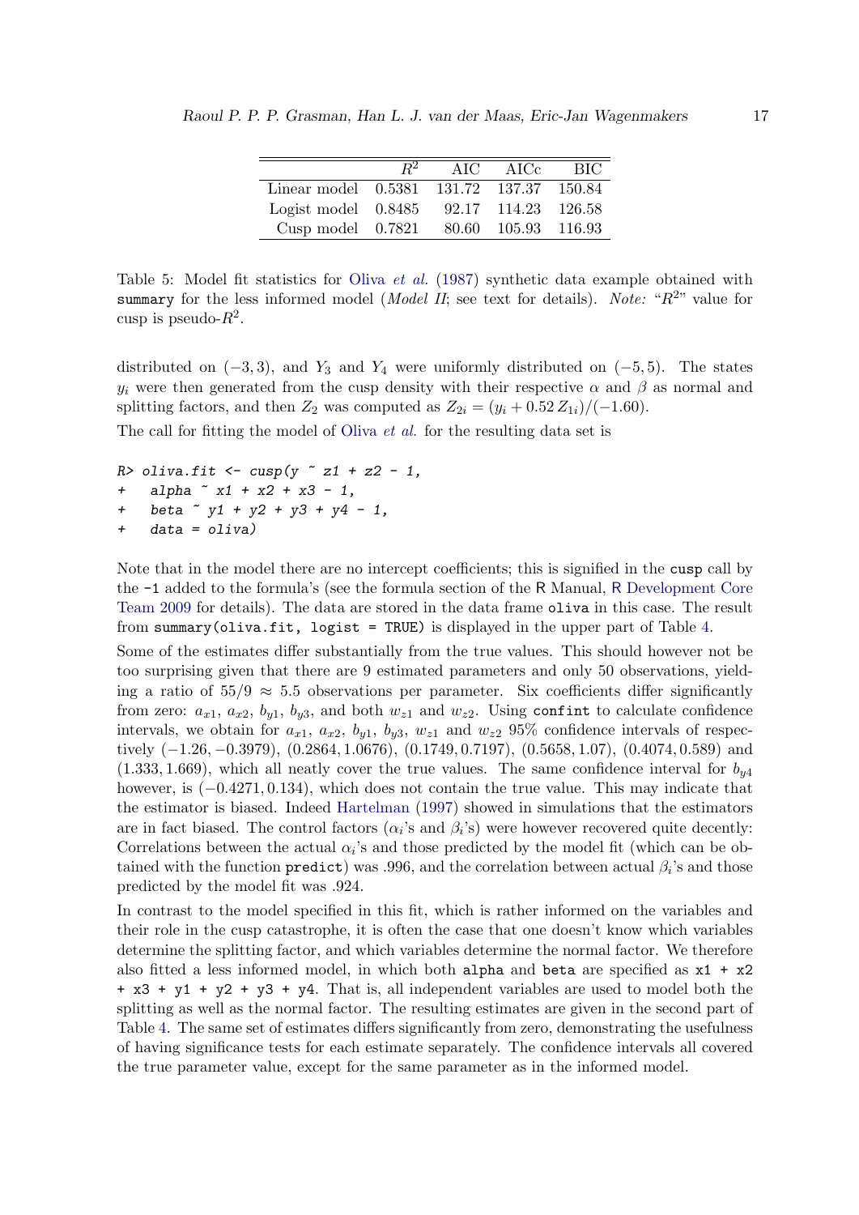|  | $R^2$ | AIC | AICc | BIC |
|---|---|---|---|---|
| Linear model | 0.5381 | 131.72 | 137.37 | 150.84 |
| Logist model | 0.8485 | 92.17 | 114.23 | 126.58 |
| Cusp model | 0.7821 | 80.60 | 105.93 | 116.93 |

Table 5: Model fit statistics for Oliva *et al.* (1987) synthetic data example obtained with `summary` for the less informed model (*Model II*; see text for details). *Note:* "$R^2$" value for cusp is pseudo-$R^2$.

distributed on $(-3, 3)$, and $Y_3$ and $Y_4$ were uniformly distributed on $(-5, 5)$. The states $y_i$ were then generated from the cusp density with their respective $\alpha$ and $\beta$ as normal and splitting factors, and then $Z_2$ was computed as $Z_{2i} = (y_i + 0.52\, Z_{1i})/(-1.60)$.

The call for fitting the model of Oliva *et al.* for the resulting data set is

```
R> oliva.fit <- cusp(y ~ z1 + z2 - 1,
+    alpha ~ x1 + x2 + x3 - 1,
+    beta ~ y1 + y2 + y3 + y4 - 1,
+    data = oliva)
```

Note that in the model there are no intercept coefficients; this is signified in the `cusp` call by the `-1` added to the formula's (see the formula section of the R Manual, R Development Core Team 2009 for details). The data are stored in the data frame `oliva` in this case. The result from `summary(oliva.fit, logist = TRUE)` is displayed in the upper part of Table 4.

Some of the estimates differ substantially from the true values. This should however not be too surprising given that there are 9 estimated parameters and only 50 observations, yielding a ratio of $55/9 \approx 5.5$ observations per parameter. Six coefficients differ significantly from zero: $a_{x1}$, $a_{x2}$, $b_{y1}$, $b_{y3}$, and both $w_{z1}$ and $w_{z2}$. Using `confint` to calculate confidence intervals, we obtain for $a_{x1}$, $a_{x2}$, $b_{y1}$, $b_{y3}$, $w_{z1}$ and $w_{z2}$ 95% confidence intervals of respectively $(-1.26, -0.3979)$, $(0.2864, 1.0676)$, $(0.1749, 0.7197)$, $(0.5658, 1.07)$, $(0.4074, 0.589)$ and $(1.333, 1.669)$, which all neatly cover the true values. The same confidence interval for $b_{y4}$ however, is $(-0.4271, 0.134)$, which does not contain the true value. This may indicate that the estimator is biased. Indeed Hartelman (1997) showed in simulations that the estimators are in fact biased. The control factors ($\alpha_i$'s and $\beta_i$'s) were however recovered quite decently: Correlations between the actual $\alpha_i$'s and those predicted by the model fit (which can be obtained with the function `predict`) was .996, and the correlation between actual $\beta_i$'s and those predicted by the model fit was .924.

In contrast to the model specified in this fit, which is rather informed on the variables and their role in the cusp catastrophe, it is often the case that one doesn't know which variables determine the splitting factor, and which variables determine the normal factor. We therefore also fitted a less informed model, in which both `alpha` and `beta` are specified as `x1 + x2 + x3 + y1 + y2 + y3 + y4`. That is, all independent variables are used to model both the splitting as well as the normal factor. The resulting estimates are given in the second part of Table 4. The same set of estimates differs significantly from zero, demonstrating the usefulness of having significance tests for each estimate separately. The confidence intervals all covered the true parameter value, except for the same parameter as in the informed model.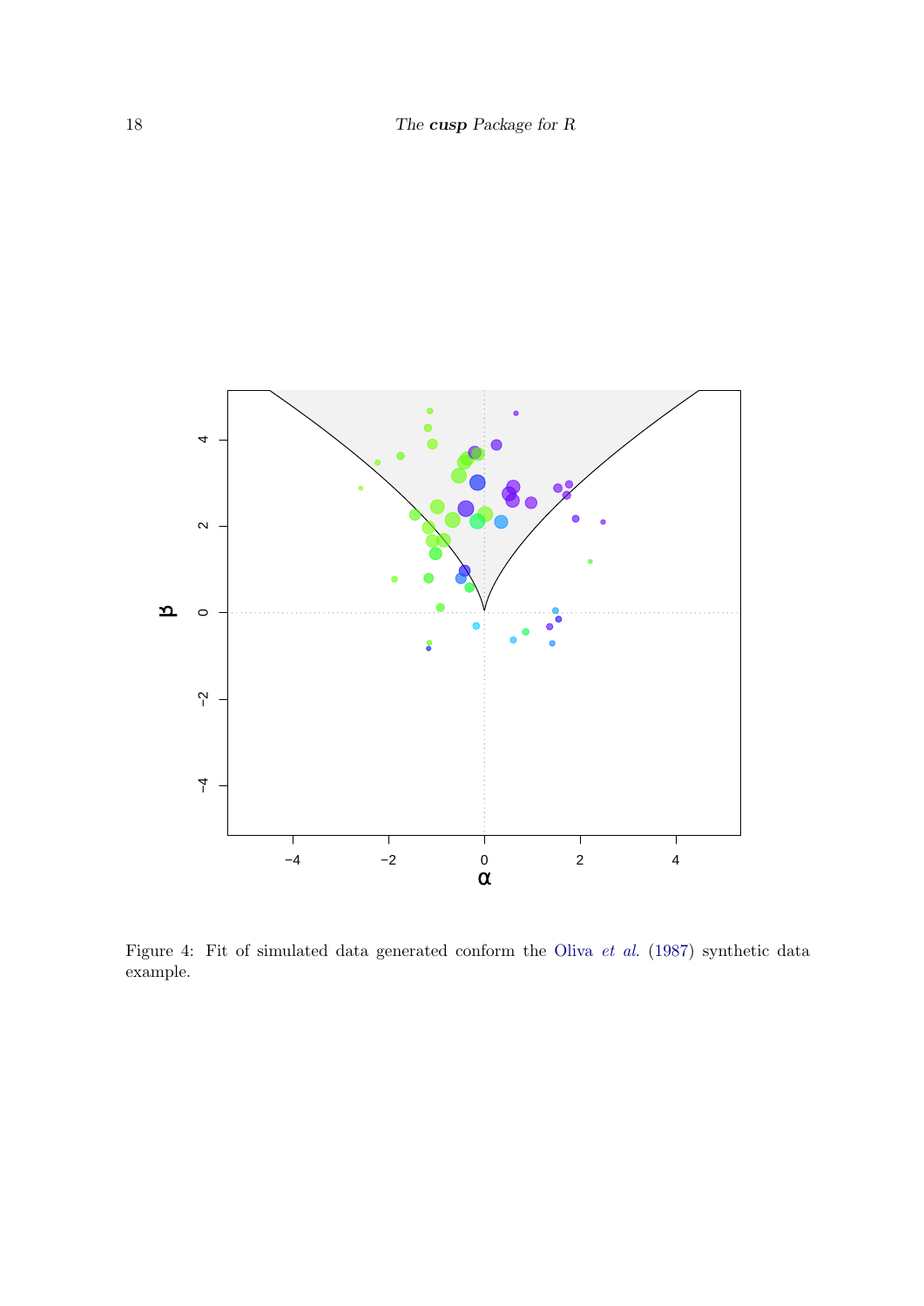Figure 4: Fit of simulated data generated conform the Oliva *et al.* (1987) synthetic data example.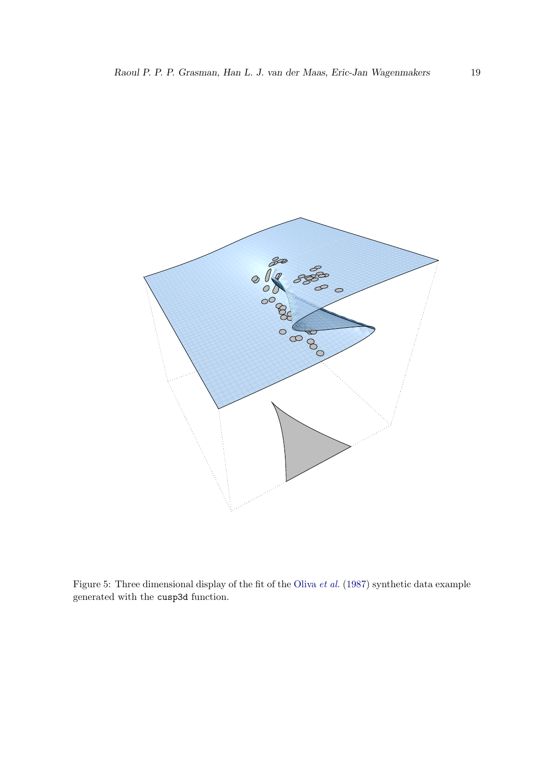Figure 5: Three dimensional display of the fit of the Oliva *et al.* (1987) synthetic data example generated with the `cusp3d` function.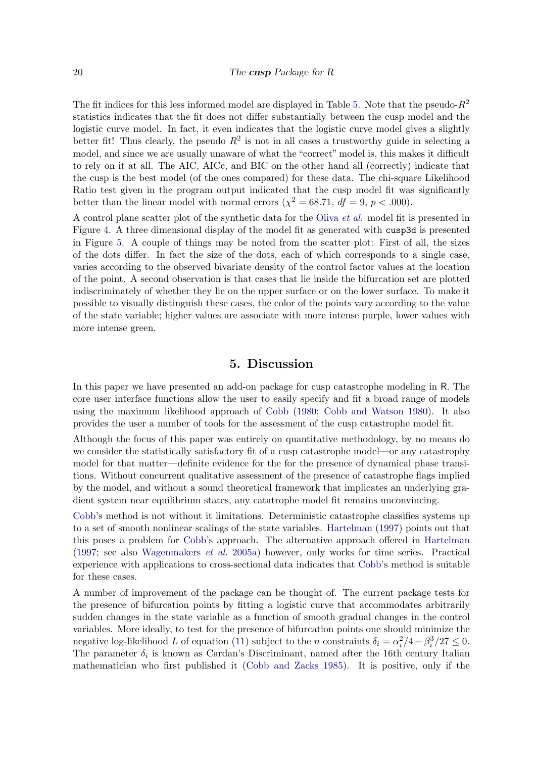The fit indices for this less informed model are displayed in Table 5. Note that the pseudo-$R^2$ statistics indicates that the fit does not differ substantially between the cusp model and the logistic curve model. In fact, it even indicates that the logistic curve model gives a slightly better fit! Thus clearly, the pseudo $R^2$ is not in all cases a trustworthy guide in selecting a model, and since we are usually unaware of what the "correct" model is, this makes it difficult to rely on it at all. The AIC, AICc, and BIC on the other hand all (correctly) indicate that the cusp is the best model (of the ones compared) for these data. The chi-square Likelihood Ratio test given in the program output indicated that the cusp model fit was significantly better than the linear model with normal errors ($\chi^2 = 68.71$, $df = 9$, $p < .000$).

A control plane scatter plot of the synthetic data for the Oliva *et al.* model fit is presented in Figure 4. A three dimensional display of the model fit as generated with `cusp3d` is presented in Figure 5. A couple of things may be noted from the scatter plot: First of all, the sizes of the dots differ. In fact the size of the dots, each of which corresponds to a single case, varies according to the observed bivariate density of the control factor values at the location of the point. A second observation is that cases that lie inside the bifurcation set are plotted indiscriminately of whether they lie on the upper surface or on the lower surface. To make it possible to visually distinguish these cases, the color of the points vary according to the value of the state variable; higher values are associate with more intense purple, lower values with more intense green.

## 5. Discussion

In this paper we have presented an add-on package for cusp catastrophe modeling in R. The core user interface functions allow the user to easily specify and fit a broad range of models using the maximum likelihood approach of Cobb (1980; Cobb and Watson 1980). It also provides the user a number of tools for the assessment of the cusp catastrophe model fit.

Although the focus of this paper was entirely on quantitative methodology, by no means do we consider the statistically satisfactory fit of a cusp catastrophe model—or any catastrophy model for that matter—definite evidence for the for the presence of dynamical phase transitions. Without concurrent qualitative assessment of the presence of catastrophe flags implied by the model, and without a sound theoretical framework that implicates an underlying gradient system near equilibrium states, any catatrophe model fit remains unconvincing.

Cobb's method is not without it limitations. Deterministic catastrophe classifies systems up to a set of smooth nonlinear scalings of the state variables. Hartelman (1997) points out that this poses a problem for Cobb's approach. The alternative approach offered in Hartelman (1997; see also Wagenmakers *et al.* 2005a) however, only works for time series. Practical experience with applications to cross-sectional data indicates that Cobb's method is suitable for these cases.

A number of improvement of the package can be thought of. The current package tests for the presence of bifurcation points by fitting a logistic curve that accommodates arbitrarily sudden changes in the state variable as a function of smooth gradual changes in the control variables. More ideally, to test for the presence of bifurcation points one should minimize the negative log-likelihood $L$ of equation (11) subject to the $n$ constraints $\delta_i = \alpha_i^2/4 - \beta_i^3/27 \leq 0$. The parameter $\delta_i$ is known as Cardan's Discriminant, named after the 16th century Italian mathematician who first published it (Cobb and Zacks 1985). It is positive, only if the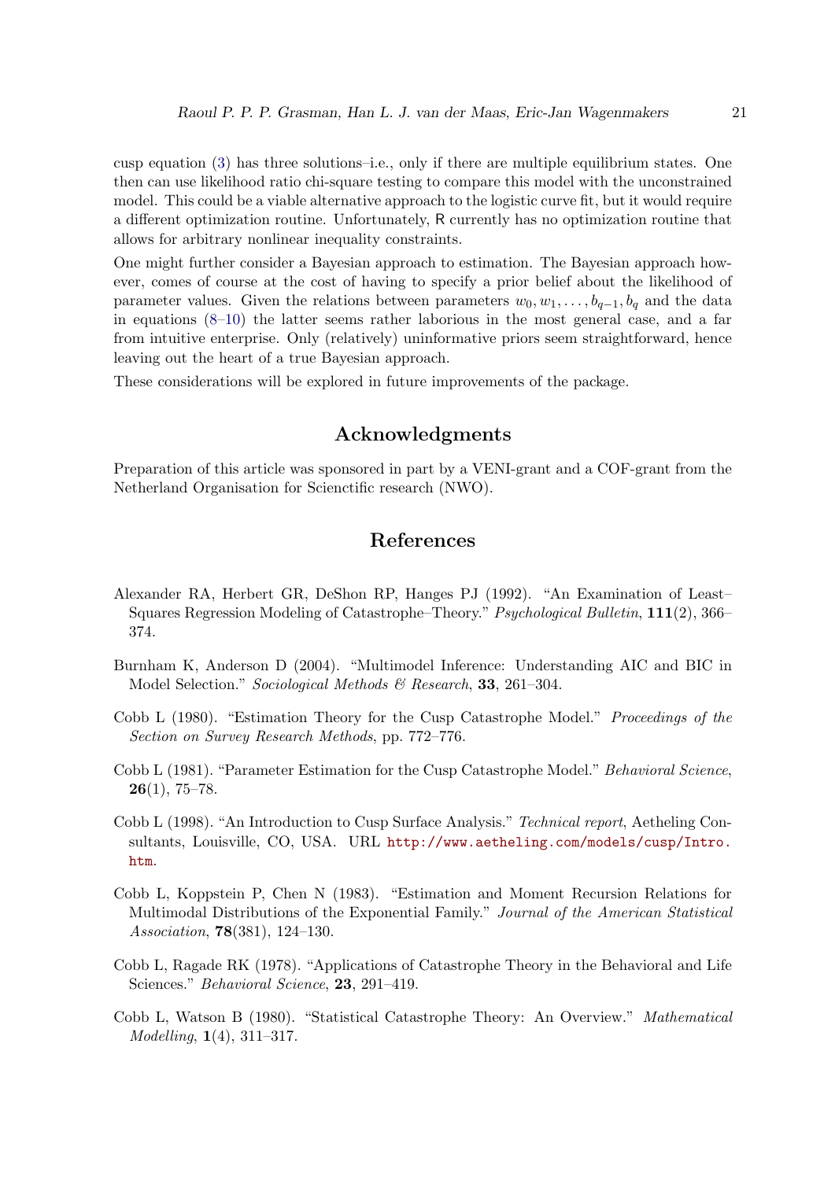cusp equation (3) has three solutions–i.e., only if there are multiple equilibrium states. One then can use likelihood ratio chi-square testing to compare this model with the unconstrained model. This could be a viable alternative approach to the logistic curve fit, but it would require a different optimization routine. Unfortunately, R currently has no optimization routine that allows for arbitrary nonlinear inequality constraints.

One might further consider a Bayesian approach to estimation. The Bayesian approach however, comes of course at the cost of having to specify a prior belief about the likelihood of parameter values. Given the relations between parameters $w_0, w_1, \ldots, b_{q-1}, b_q$ and the data in equations (8–10) the latter seems rather laborious in the most general case, and a far from intuitive enterprise. Only (relatively) uninformative priors seem straightforward, hence leaving out the heart of a true Bayesian approach.

These considerations will be explored in future improvements of the package.

## Acknowledgments

Preparation of this article was sponsored in part by a VENI-grant and a COF-grant from the Netherland Organisation for Scienctific research (NWO).

## References

Alexander RA, Herbert GR, DeShon RP, Hanges PJ (1992). "An Examination of Least–Squares Regression Modeling of Catastrophe–Theory." *Psychological Bulletin*, **111**(2), 366–374.

Burnham K, Anderson D (2004). "Multimodel Inference: Understanding AIC and BIC in Model Selection." *Sociological Methods & Research*, **33**, 261–304.

Cobb L (1980). "Estimation Theory for the Cusp Catastrophe Model." *Proceedings of the Section on Survey Research Methods*, pp. 772–776.

Cobb L (1981). "Parameter Estimation for the Cusp Catastrophe Model." *Behavioral Science*, **26**(1), 75–78.

Cobb L (1998). "An Introduction to Cusp Surface Analysis." *Technical report*, Aetheling Consultants, Louisville, CO, USA. URL http://www.aetheling.com/models/cusp/Intro.htm.

Cobb L, Koppstein P, Chen N (1983). "Estimation and Moment Recursion Relations for Multimodal Distributions of the Exponential Family." *Journal of the American Statistical Association*, **78**(381), 124–130.

Cobb L, Ragade RK (1978). "Applications of Catastrophe Theory in the Behavioral and Life Sciences." *Behavioral Science*, **23**, 291–419.

Cobb L, Watson B (1980). "Statistical Catastrophe Theory: An Overview." *Mathematical Modelling*, **1**(4), 311–317.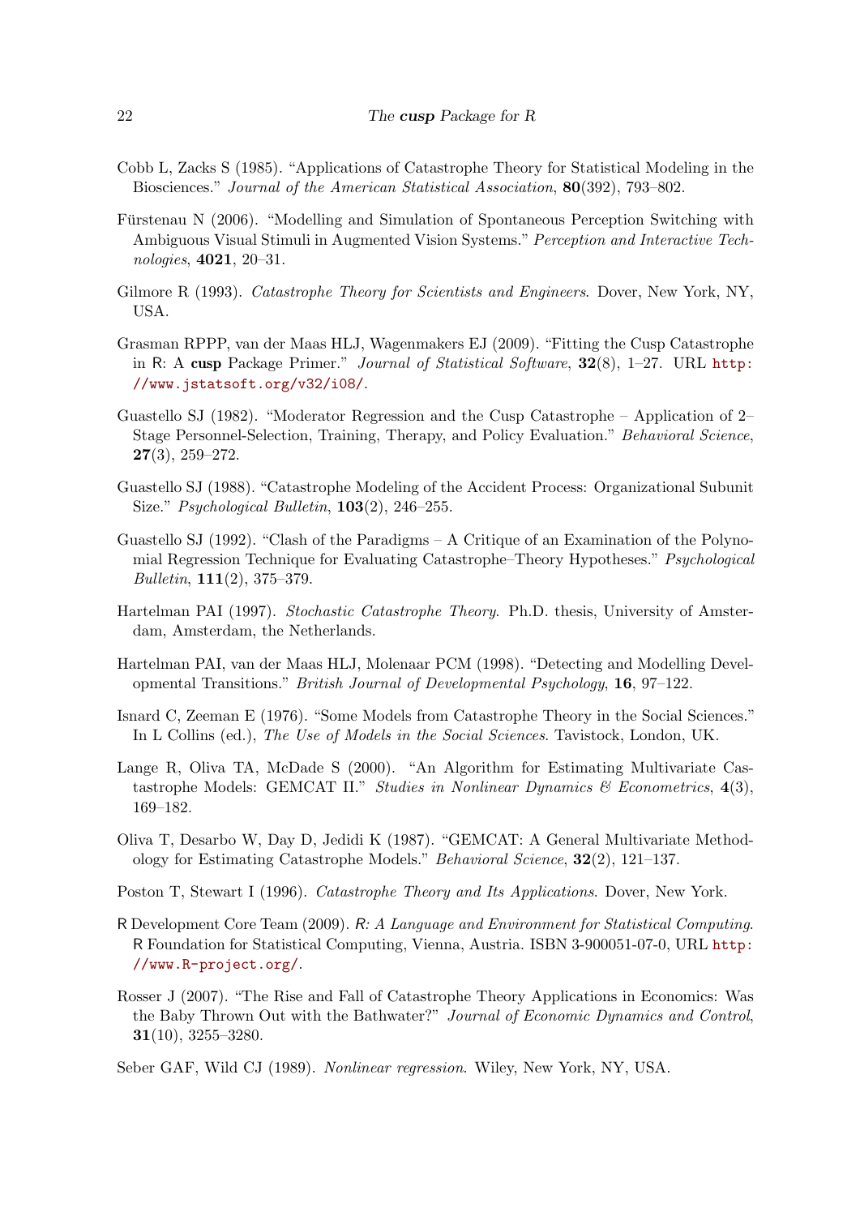Cobb L, Zacks S (1985). "Applications of Catastrophe Theory for Statistical Modeling in the Biosciences." *Journal of the American Statistical Association*, **80**(392), 793–802.

Fürstenau N (2006). "Modelling and Simulation of Spontaneous Perception Switching with Ambiguous Visual Stimuli in Augmented Vision Systems." *Perception and Interactive Technologies*, **4021**, 20–31.

Gilmore R (1993). *Catastrophe Theory for Scientists and Engineers*. Dover, New York, NY, USA.

Grasman RPPP, van der Maas HLJ, Wagenmakers EJ (2009). "Fitting the Cusp Catastrophe in R: A **cusp** Package Primer." *Journal of Statistical Software*, **32**(8), 1–27. URL http://www.jstatsoft.org/v32/i08/.

Guastello SJ (1982). "Moderator Regression and the Cusp Catastrophe – Application of 2–Stage Personnel-Selection, Training, Therapy, and Policy Evaluation." *Behavioral Science*, **27**(3), 259–272.

Guastello SJ (1988). "Catastrophe Modeling of the Accident Process: Organizational Subunit Size." *Psychological Bulletin*, **103**(2), 246–255.

Guastello SJ (1992). "Clash of the Paradigms – A Critique of an Examination of the Polynomial Regression Technique for Evaluating Catastrophe–Theory Hypotheses." *Psychological Bulletin*, **111**(2), 375–379.

Hartelman PAI (1997). *Stochastic Catastrophe Theory*. Ph.D. thesis, University of Amsterdam, Amsterdam, the Netherlands.

Hartelman PAI, van der Maas HLJ, Molenaar PCM (1998). "Detecting and Modelling Developmental Transitions." *British Journal of Developmental Psychology*, **16**, 97–122.

Isnard C, Zeeman E (1976). "Some Models from Catastrophe Theory in the Social Sciences." In L Collins (ed.), *The Use of Models in the Social Sciences*. Tavistock, London, UK.

Lange R, Oliva TA, McDade S (2000). "An Algorithm for Estimating Multivariate Catastrophe Models: GEMCAT II." *Studies in Nonlinear Dynamics & Econometrics*, **4**(3), 169–182.

Oliva T, Desarbo W, Day D, Jedidi K (1987). "GEMCAT: A General Multivariate Methodology for Estimating Catastrophe Models." *Behavioral Science*, **32**(2), 121–137.

Poston T, Stewart I (1996). *Catastrophe Theory and Its Applications*. Dover, New York.

R Development Core Team (2009). *R: A Language and Environment for Statistical Computing*. R Foundation for Statistical Computing, Vienna, Austria. ISBN 3-900051-07-0, URL http://www.R-project.org/.

Rosser J (2007). "The Rise and Fall of Catastrophe Theory Applications in Economics: Was the Baby Thrown Out with the Bathwater?" *Journal of Economic Dynamics and Control*, **31**(10), 3255–3280.

Seber GAF, Wild CJ (1989). *Nonlinear regression*. Wiley, New York, NY, USA.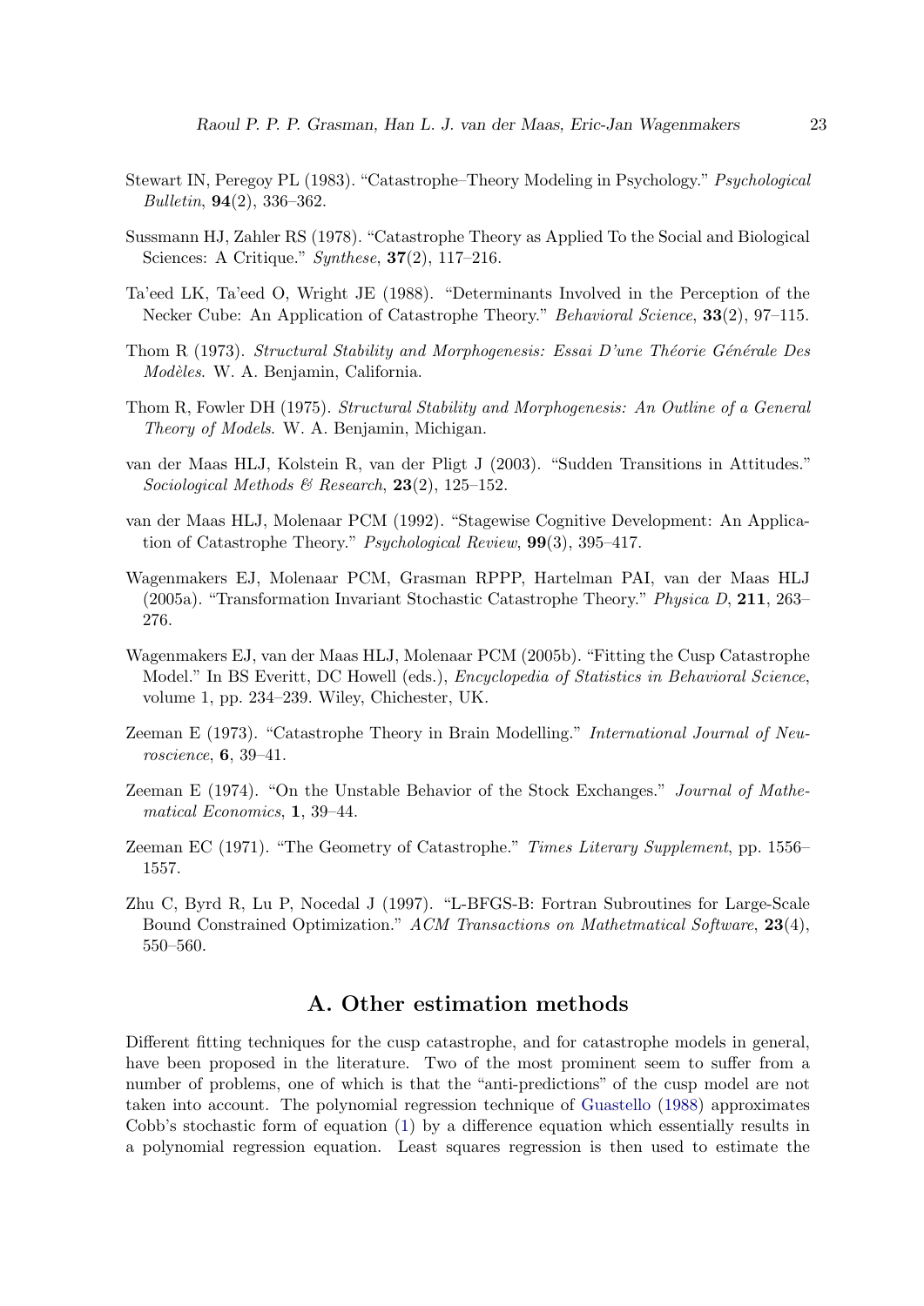Stewart IN, Peregoy PL (1983). "Catastrophe–Theory Modeling in Psychology." *Psychological Bulletin*, **94**(2), 336–362.

Sussmann HJ, Zahler RS (1978). "Catastrophe Theory as Applied To the Social and Biological Sciences: A Critique." *Synthese*, **37**(2), 117–216.

Ta'eed LK, Ta'eed O, Wright JE (1988). "Determinants Involved in the Perception of the Necker Cube: An Application of Catastrophe Theory." *Behavioral Science*, **33**(2), 97–115.

Thom R (1973). *Structural Stability and Morphogenesis: Essai D'une Théorie Générale Des Modèles*. W. A. Benjamin, California.

Thom R, Fowler DH (1975). *Structural Stability and Morphogenesis: An Outline of a General Theory of Models*. W. A. Benjamin, Michigan.

van der Maas HLJ, Kolstein R, van der Pligt J (2003). "Sudden Transitions in Attitudes." *Sociological Methods & Research*, **23**(2), 125–152.

van der Maas HLJ, Molenaar PCM (1992). "Stagewise Cognitive Development: An Application of Catastrophe Theory." *Psychological Review*, **99**(3), 395–417.

Wagenmakers EJ, Molenaar PCM, Grasman RPPP, Hartelman PAI, van der Maas HLJ (2005a). "Transformation Invariant Stochastic Catastrophe Theory." *Physica D*, **211**, 263–276.

Wagenmakers EJ, van der Maas HLJ, Molenaar PCM (2005b). "Fitting the Cusp Catastrophe Model." In BS Everitt, DC Howell (eds.), *Encyclopedia of Statistics in Behavioral Science*, volume 1, pp. 234–239. Wiley, Chichester, UK.

Zeeman E (1973). "Catastrophe Theory in Brain Modelling." *International Journal of Neuroscience*, **6**, 39–41.

Zeeman E (1974). "On the Unstable Behavior of the Stock Exchanges." *Journal of Mathematical Economics*, **1**, 39–44.

Zeeman EC (1971). "The Geometry of Catastrophe." *Times Literary Supplement*, pp. 1556–1557.

Zhu C, Byrd R, Lu P, Nocedal J (1997). "L-BFGS-B: Fortran Subroutines for Large-Scale Bound Constrained Optimization." *ACM Transactions on Mathetmatical Software*, **23**(4), 550–560.

## A. Other estimation methods

Different fitting techniques for the cusp catastrophe, and for catastrophe models in general, have been proposed in the literature. Two of the most prominent seem to suffer from a number of problems, one of which is that the "anti-predictions" of the cusp model are not taken into account. The polynomial regression technique of Guastello (1988) approximates Cobb's stochastic form of equation (1) by a difference equation which essentially results in a polynomial regression equation. Least squares regression is then used to estimate the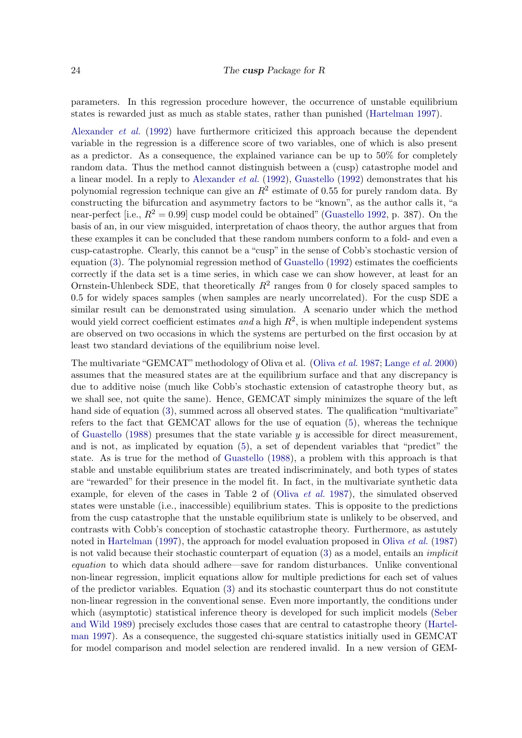parameters. In this regression procedure however, the occurrence of unstable equilibrium states is rewarded just as much as stable states, rather than punished (Hartelman 1997).

Alexander *et al.* (1992) have furthermore criticized this approach because the dependent variable in the regression is a difference score of two variables, one of which is also present as a predictor. As a consequence, the explained variance can be up to 50% for completely random data. Thus the method cannot distinguish between a (cusp) catastrophe model and a linear model. In a reply to Alexander *et al.* (1992), Guastello (1992) demonstrates that his polynomial regression technique can give an $R^2$ estimate of 0.55 for purely random data. By constructing the bifurcation and asymmetry factors to be "known", as the author calls it, "a near-perfect [i.e., $R^2 = 0.99$] cusp model could be obtained" (Guastello 1992, p. 387). On the basis of an, in our view misguided, interpretation of chaos theory, the author argues that from these examples it can be concluded that these random numbers conform to a fold- and even a cusp-catastrophe. Clearly, this cannot be a "cusp" in the sense of Cobb's stochastic version of equation (3). The polynomial regression method of Guastello (1992) estimates the coefficients correctly if the data set is a time series, in which case we can show however, at least for an Ornstein-Uhlenbeck SDE, that theoretically $R^2$ ranges from 0 for closely spaced samples to 0.5 for widely spaces samples (when samples are nearly uncorrelated). For the cusp SDE a similar result can be demonstrated using simulation. A scenario under which the method would yield correct coefficient estimates *and* a high $R^2$, is when multiple independent systems are observed on two occasions in which the systems are perturbed on the first occasion by at least two standard deviations of the equilibrium noise level.

The multivariate "GEMCAT" methodology of Oliva et al. (Oliva *et al.* 1987; Lange *et al.* 2000) assumes that the measured states are at the equilibrium surface and that any discrepancy is due to additive noise (much like Cobb's stochastic extension of catastrophe theory but, as we shall see, not quite the same). Hence, GEMCAT simply minimizes the square of the left hand side of equation (3), summed across all observed states. The qualification "multivariate" refers to the fact that GEMCAT allows for the use of equation (5), whereas the technique of Guastello (1988) presumes that the state variable $y$ is accessible for direct measurement, and is not, as implicated by equation (5), a set of dependent variables that "predict" the state. As is true for the method of Guastello (1988), a problem with this approach is that stable and unstable equilibrium states are treated indiscriminately, and both types of states are "rewarded" for their presence in the model fit. In fact, in the multivariate synthetic data example, for eleven of the cases in Table 2 of (Oliva *et al.* 1987), the simulated observed states were unstable (i.e., inaccessible) equilibrium states. This is opposite to the predictions from the cusp catastrophe that the unstable equilibrium state is unlikely to be observed, and contrasts with Cobb's conception of stochastic catastrophe theory. Furthermore, as astutely noted in Hartelman (1997), the approach for model evaluation proposed in Oliva *et al.* (1987) is not valid because their stochastic counterpart of equation (3) as a model, entails an *implicit equation* to which data should adhere—save for random disturbances. Unlike conventional non-linear regression, implicit equations allow for multiple predictions for each set of values of the predictor variables. Equation (3) and its stochastic counterpart thus do not constitute non-linear regression in the conventional sense. Even more importantly, the conditions under which (asymptotic) statistical inference theory is developed for such implicit models (Seber and Wild 1989) precisely excludes those cases that are central to catastrophe theory (Hartelman 1997). As a consequence, the suggested chi-square statistics initially used in GEMCAT for model comparison and model selection are rendered invalid. In a new version of GEM-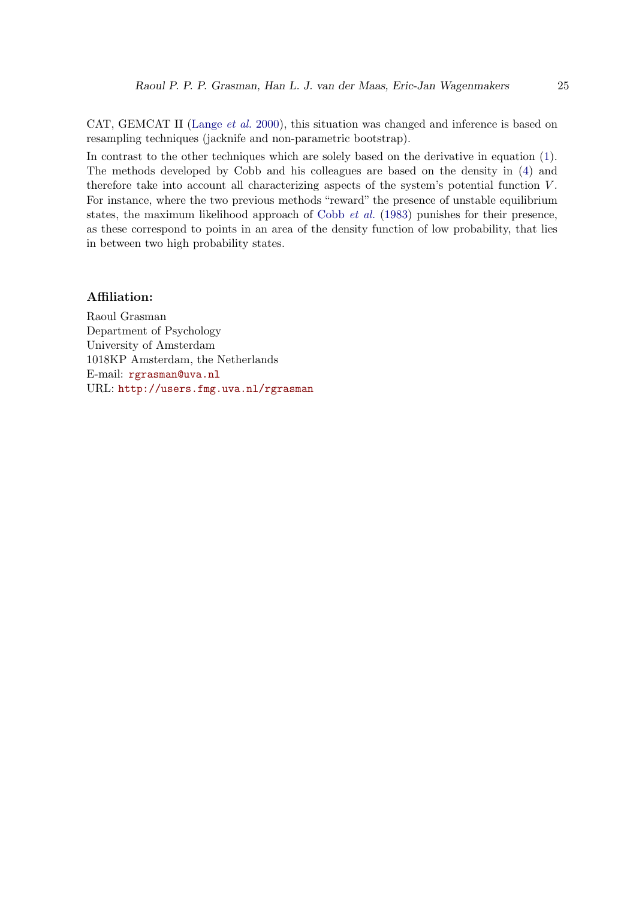CAT, GEMCAT II (Lange *et al.* 2000), this situation was changed and inference is based on resampling techniques (jacknife and non-parametric bootstrap).

In contrast to the other techniques which are solely based on the derivative in equation (1). The methods developed by Cobb and his colleagues are based on the density in (4) and therefore take into account all characterizing aspects of the system's potential function $V$. For instance, where the two previous methods "reward" the presence of unstable equilibrium states, the maximum likelihood approach of Cobb *et al.* (1983) punishes for their presence, as these correspond to points in an area of the density function of low probability, that lies in between two high probability states.

### Affiliation:

Raoul Grasman
Department of Psychology
University of Amsterdam
1018KP Amsterdam, the Netherlands
E-mail: rgrasman@uva.nl
URL: http://users.fmg.uva.nl/rgrasman